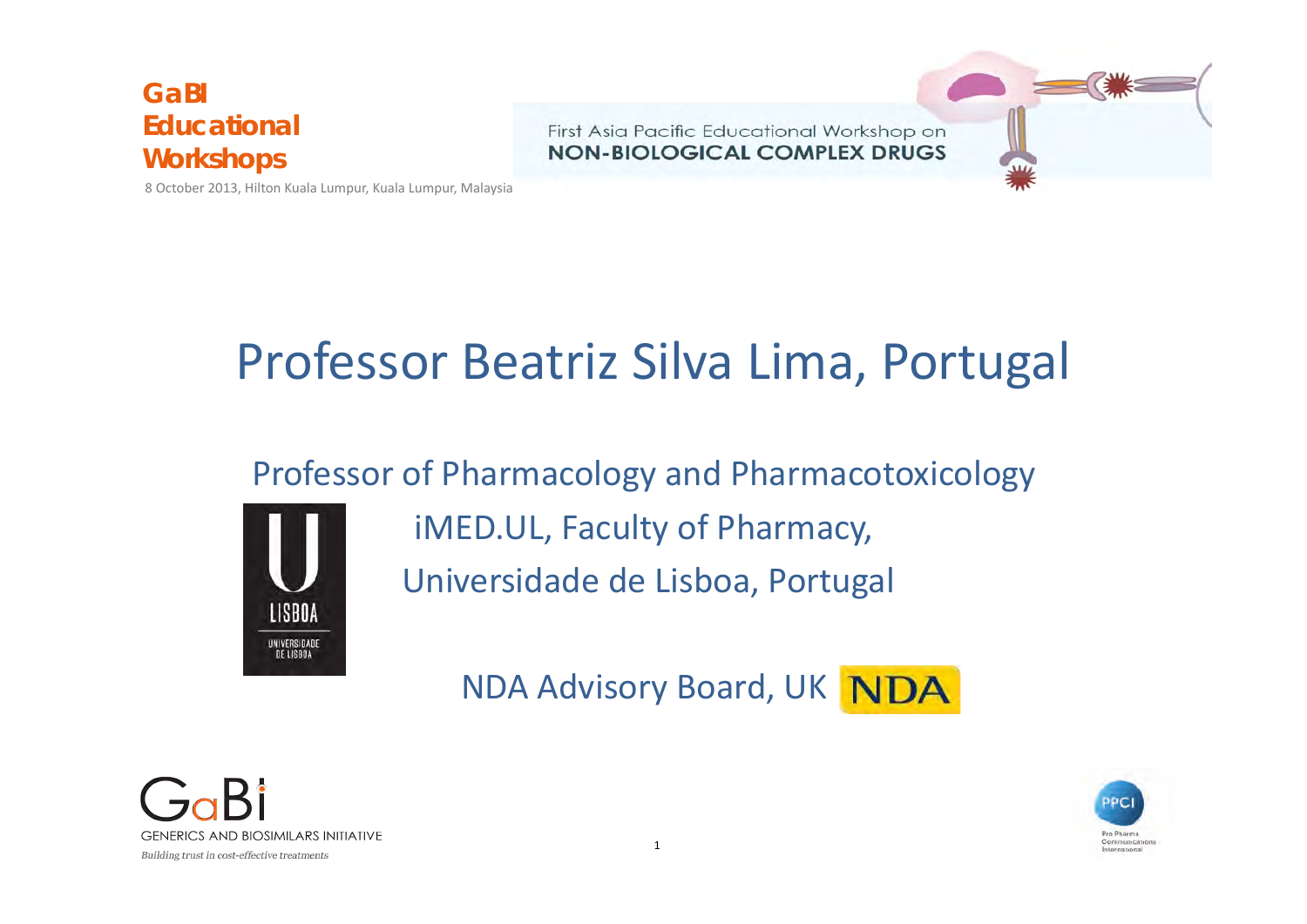**GaBI Educational Workshops**

8 October 2013, Hilton Kuala Lumpur, Kuala Lumpur, Malaysia

First Asia Pacific Educational Workshop on
**NON-BIOLOGICAL COMPLEX DRUGS**

# Professor Beatriz Silva Lima, Portugal

Professor of Pharmacology and Pharmacotoxicology

iMED.UL, Faculty of Pharmacy,
Universidade de Lisboa, Portugal

NDA Advisory Board, UK

GaBi
GENERICS AND BIOSIMILARS INITIATIVE
*Building trust in cost-effective treatments*

PPCI
Pro Pharma Communications International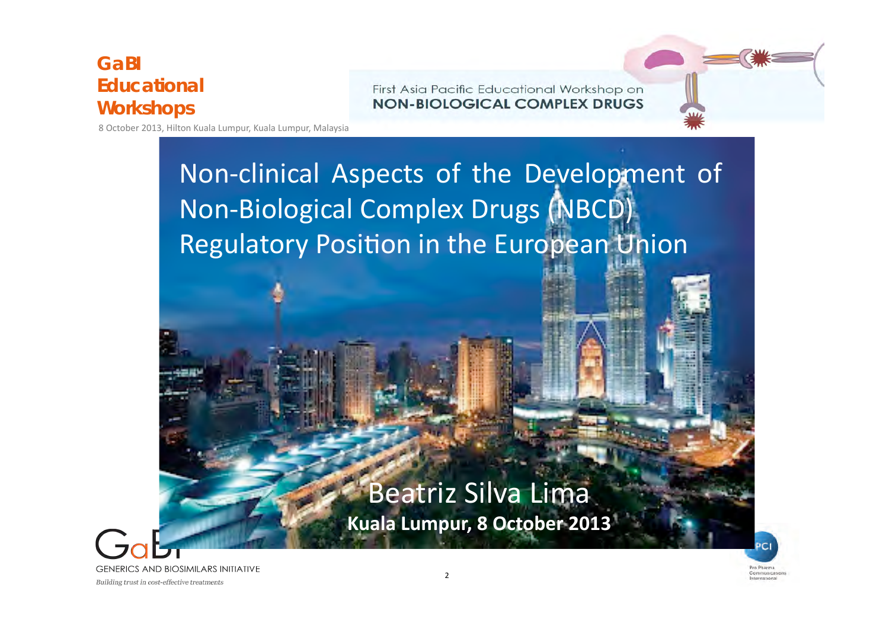# Non-clinical Aspects of the Development of Non-Biological Complex Drugs (NBCD) Regulatory Position in the European Union

Beatriz Silva Lima

**Kuala Lumpur, 8 October 2013**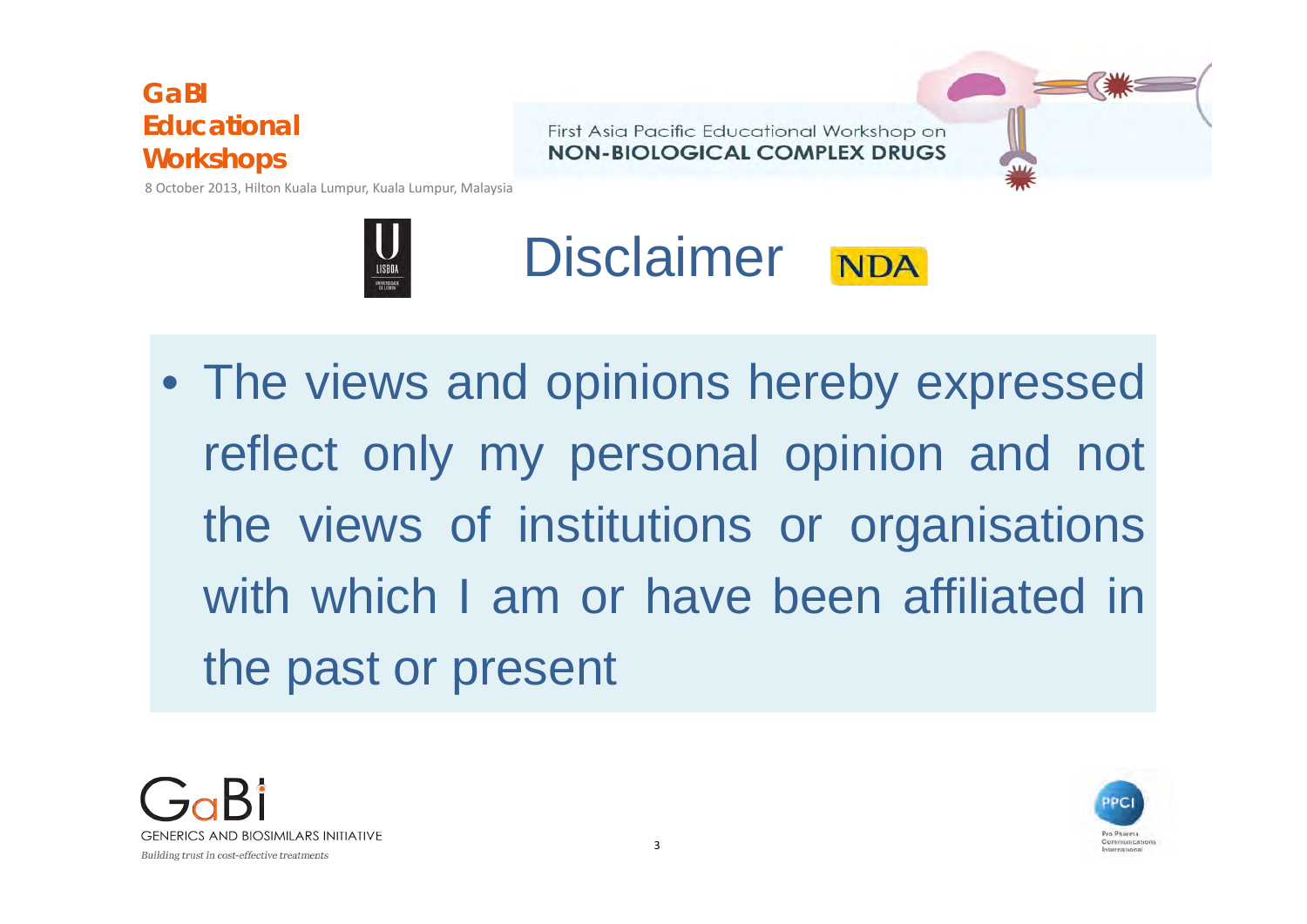# Disclaimer

- The views and opinions hereby expressed reflect only my personal opinion and not the views of institutions or organisations with which I am or have been affiliated in the past or present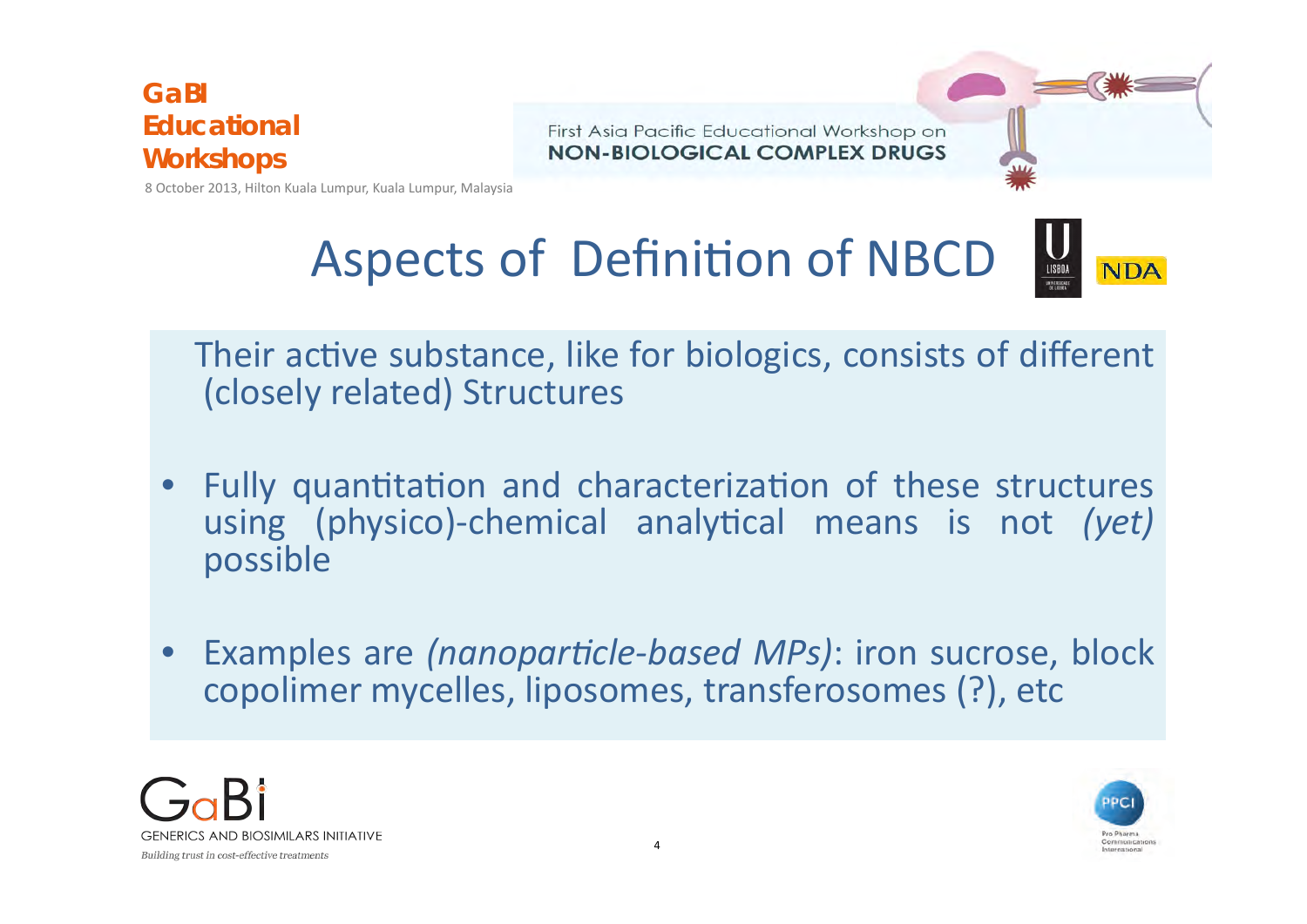# Aspects of Definition of NBCD

Their active substance, like for biologics, consists of different (closely related) Structures

- Fully quantitation and characterization of these structures using (physico)-chemical analytical means is not *(yet)* possible
- Examples are *(nanoparticle-based MPs)*: iron sucrose, block copolimer mycelles, liposomes, transferosomes (?), etc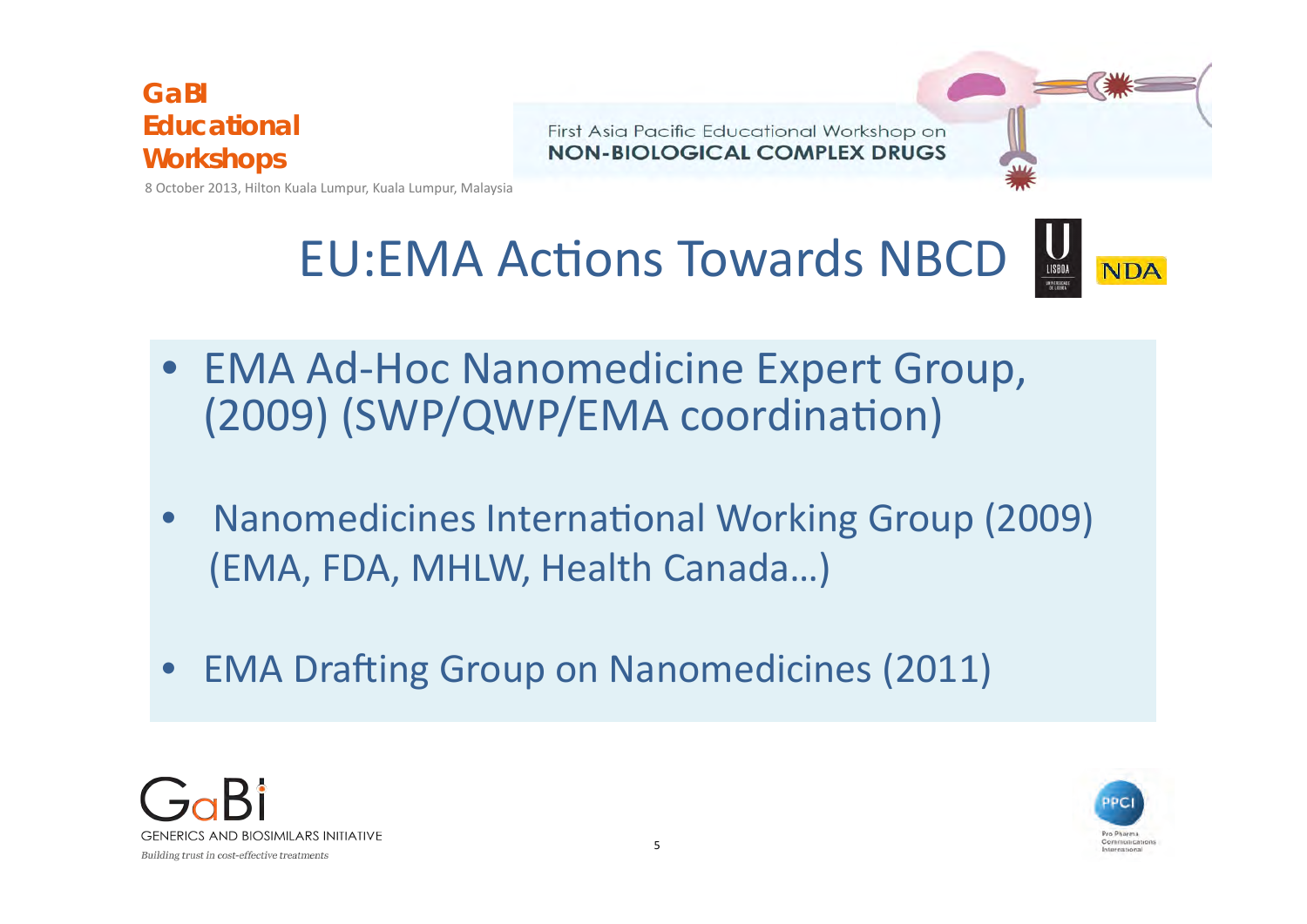# EU:EMA Actions Towards NBCD

- EMA Ad-Hoc Nanomedicine Expert Group, (2009) (SWP/QWP/EMA coordination)
- Nanomedicines International Working Group (2009) (EMA, FDA, MHLW, Health Canada…)
- EMA Drafting Group on Nanomedicines (2011)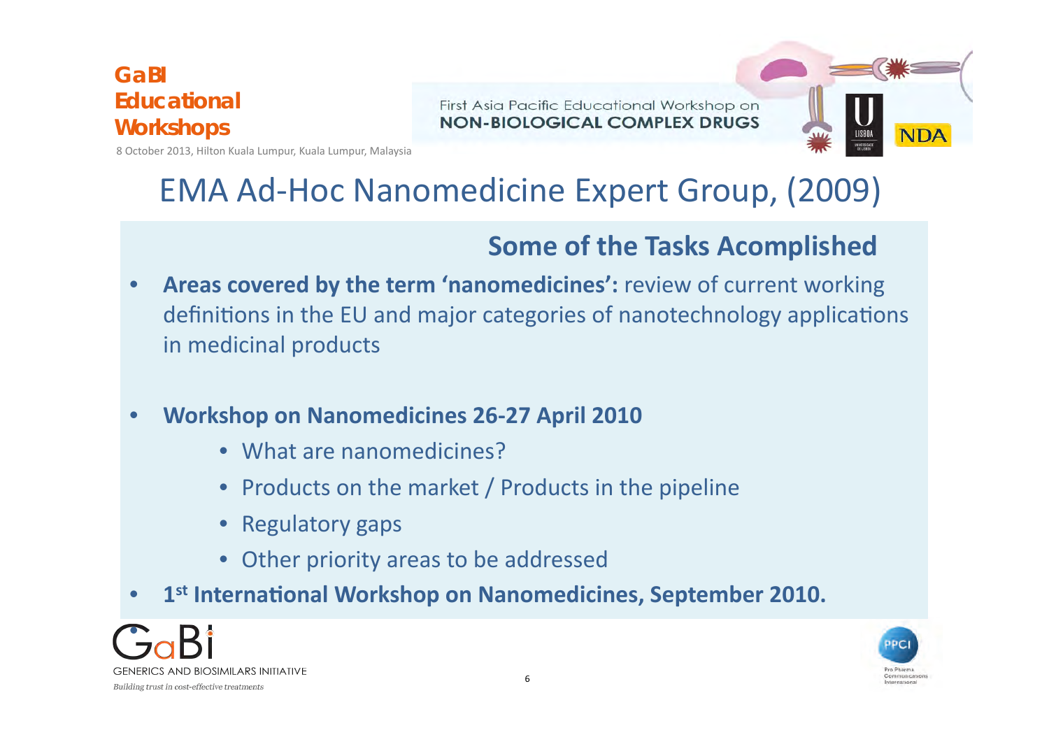# EMA Ad-Hoc Nanomedicine Expert Group, (2009)

## Some of the Tasks Acomplished

- **Areas covered by the term 'nanomedicines':** review of current working definitions in the EU and major categories of nanotechnology applications in medicinal products
- **Workshop on Nanomedicines 26-27 April 2010**
  - What are nanomedicines?
  - Products on the market / Products in the pipeline
  - Regulatory gaps
  - Other priority areas to be addressed
- **1st International Workshop on Nanomedicines, September 2010.**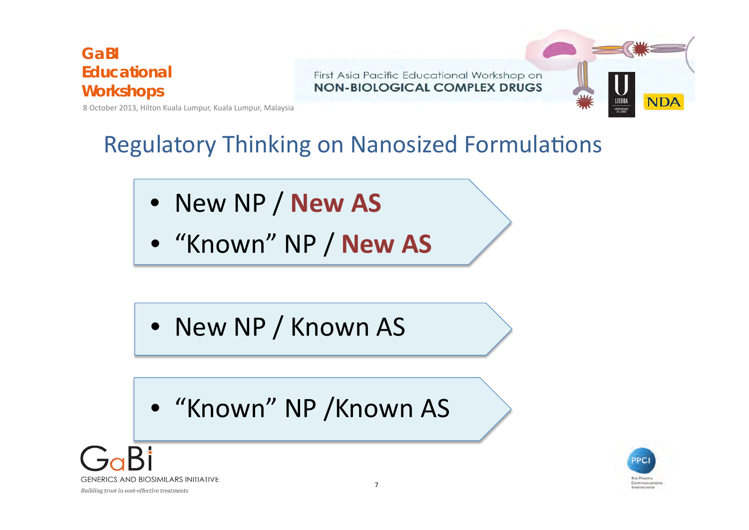# Regulatory Thinking on Nanosized Formulations

- New NP / **New AS**
- “Known” NP / **New AS**

- New NP / Known AS

- “Known” NP /Known AS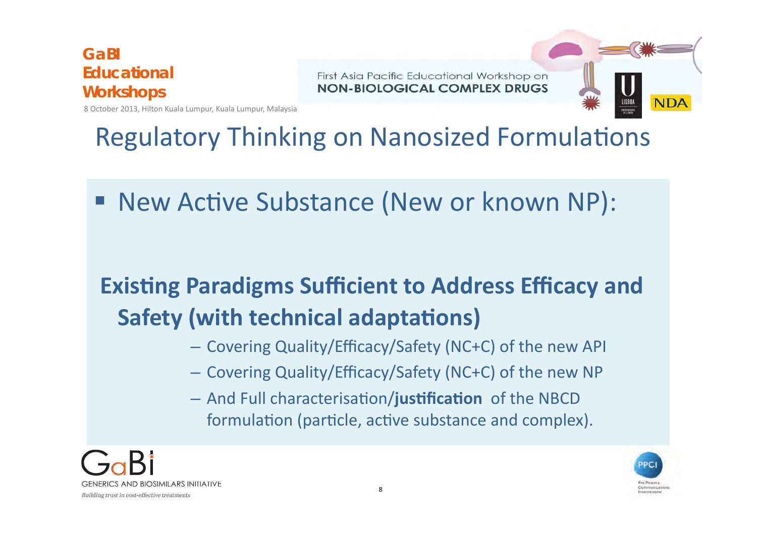# Regulatory Thinking on Nanosized Formulations

- New Active Substance (New or known NP):

**Existing Paradigms Sufficient to Address Efficacy and Safety (with technical adaptations)**

- Covering Quality/Efficacy/Safety (NC+C) of the new API
- Covering Quality/Efficacy/Safety (NC+C) of the new NP
- And Full characterisation/**justification** of the NBCD formulation (particle, active substance and complex).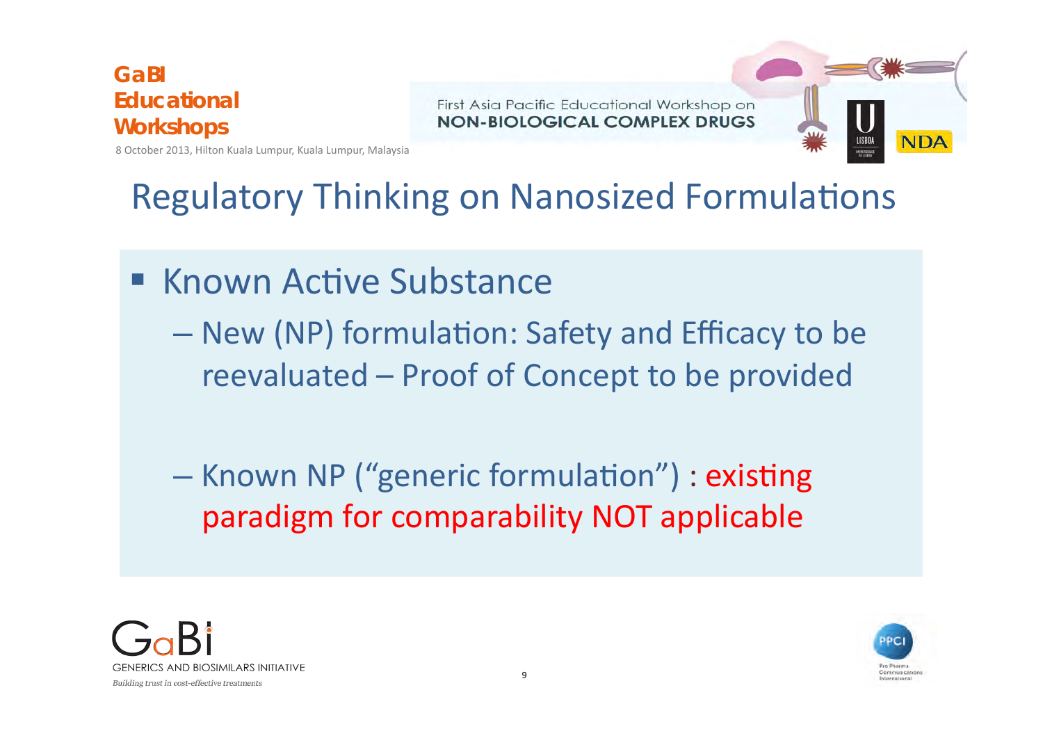# Regulatory Thinking on Nanosized Formulations

- Known Active Substance
  - New (NP) formulation: Safety and Efficacy to be reevaluated – Proof of Concept to be provided
  - Known NP ("generic formulation") : existing paradigm for comparability NOT applicable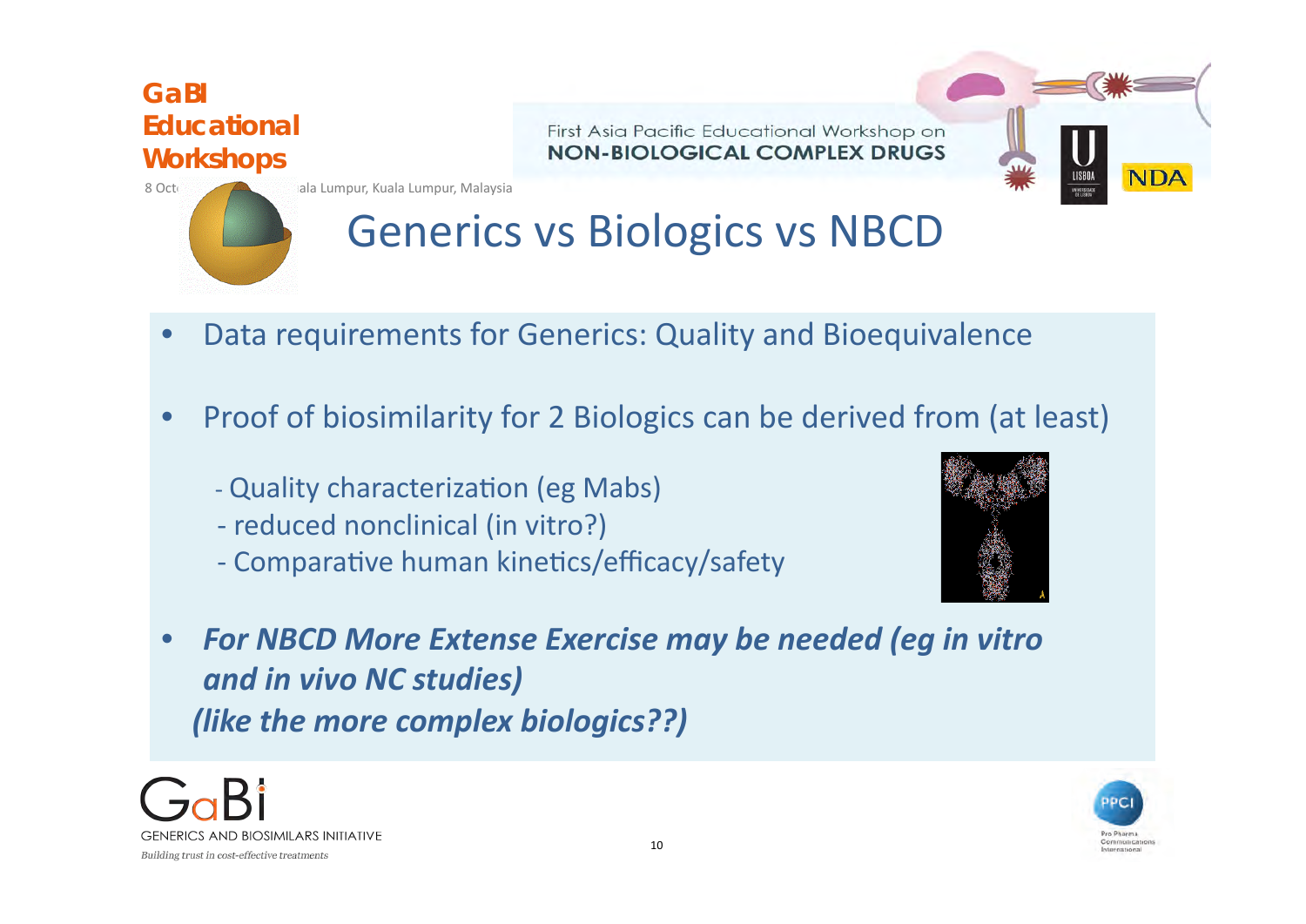# Generics vs Biologics vs NBCD

- Data requirements for Generics: Quality and Bioequivalence

- Proof of biosimilarity for 2 Biologics can be derived from (at least)

  - Quality characterization (eg Mabs)
  - reduced nonclinical (in vitro?)
  - Comparative human kinetics/efficacy/safety

- ***For NBCD More Extense Exercise may be needed (eg in vitro and in vivo NC studies)***
  ***(like the more complex biologics??)***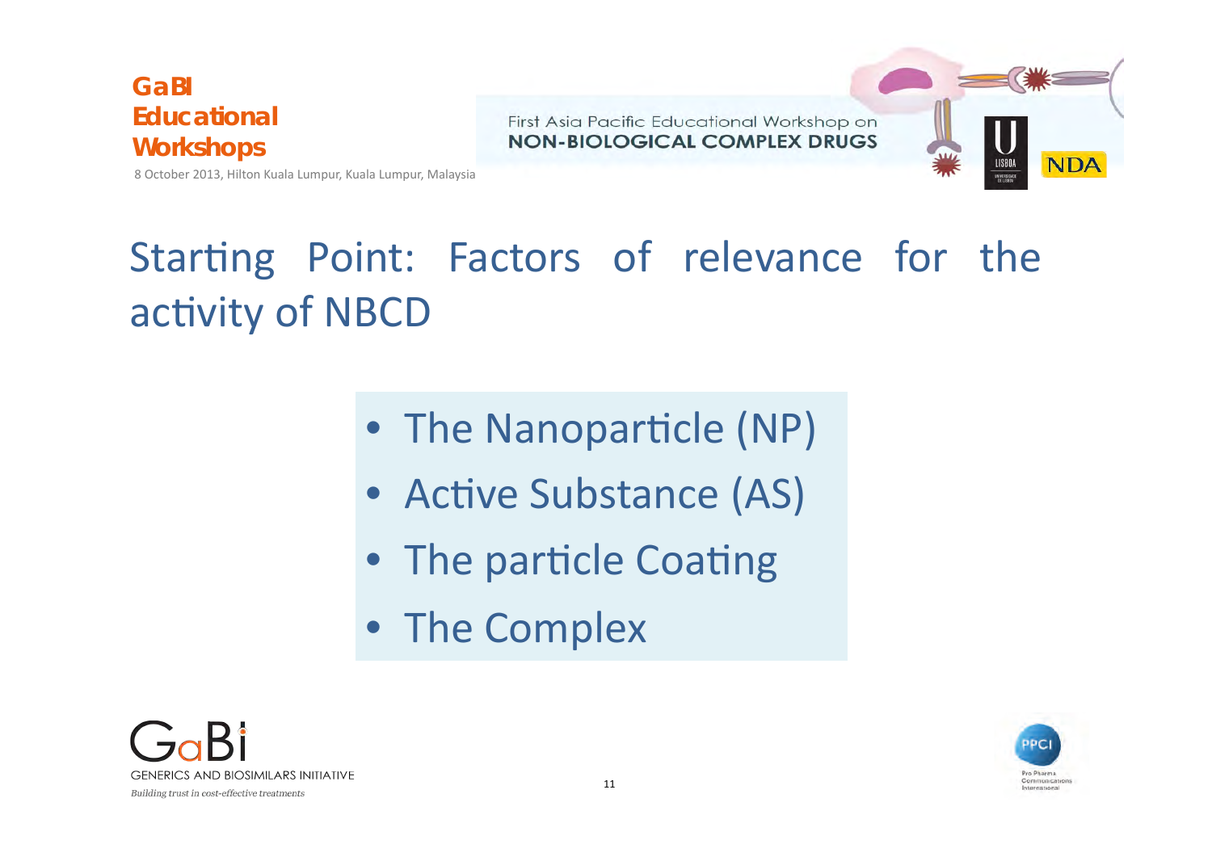# Starting Point: Factors of relevance for the activity of NBCD

- The Nanoparticle (NP)
- Active Substance (AS)
- The particle Coating
- The Complex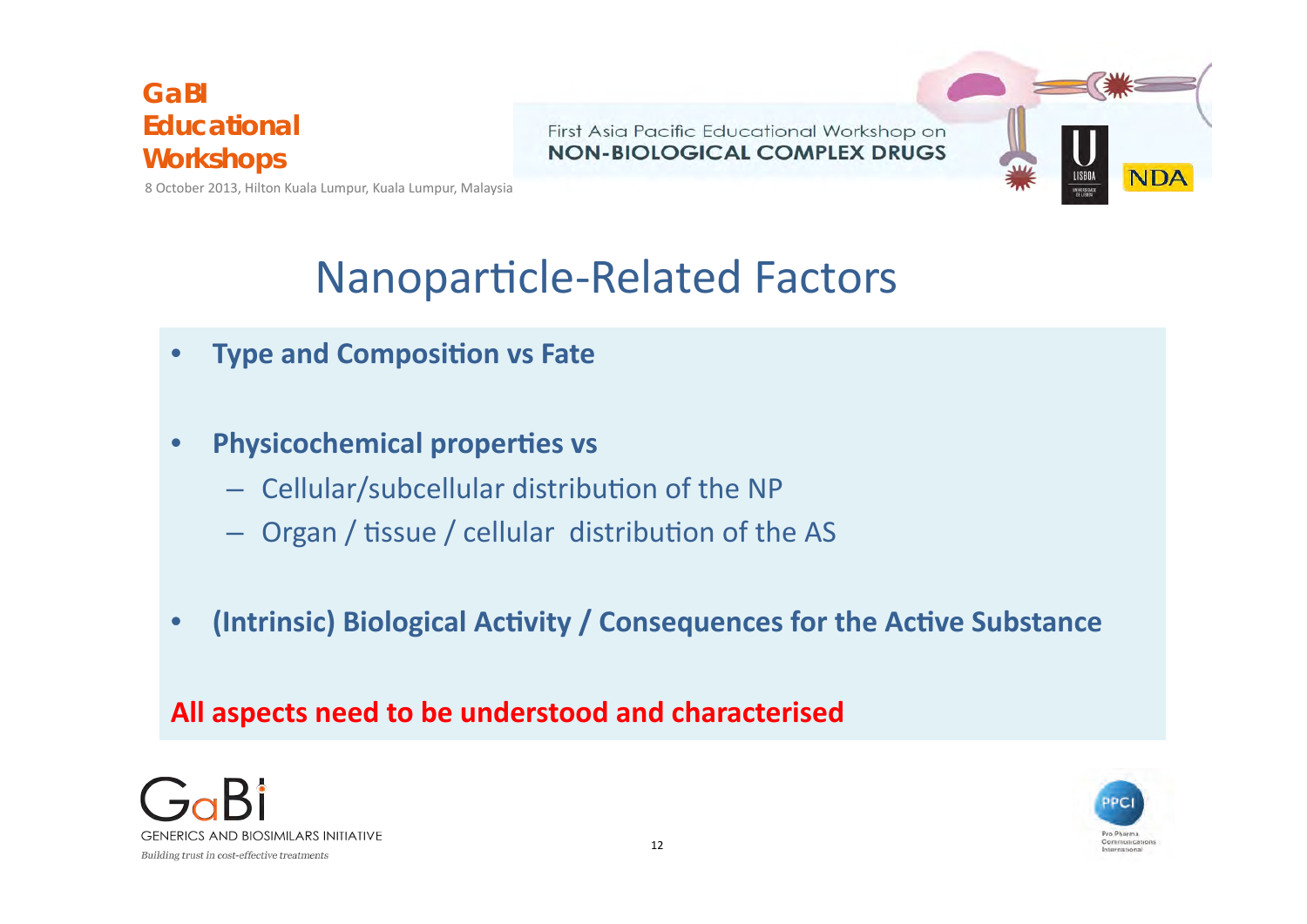# Nanoparticle-Related Factors

- **Type and Composition vs Fate**
- **Physicochemical properties vs**
  - Cellular/subcellular distribution of the NP
  - Organ / tissue / cellular distribution of the AS
- **(Intrinsic) Biological Activity / Consequences for the Active Substance**

**All aspects need to be understood and characterised**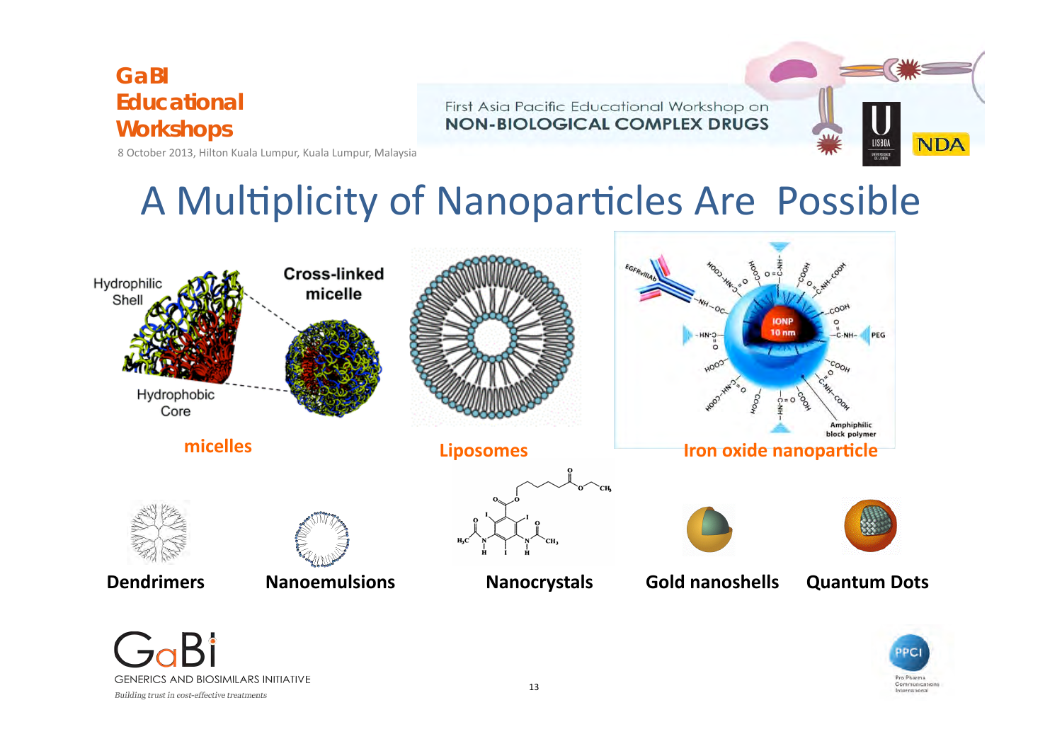# A Multiplicity of Nanoparticles Are Possible

Hydrophilic Shell

Cross-linked micelle

Hydrophobic Core

micelles

Liposomes

Iron oxide nanoparticle

Dendrimers

Nanoemulsions

Nanocrystals

Gold nanoshells

Quantum Dots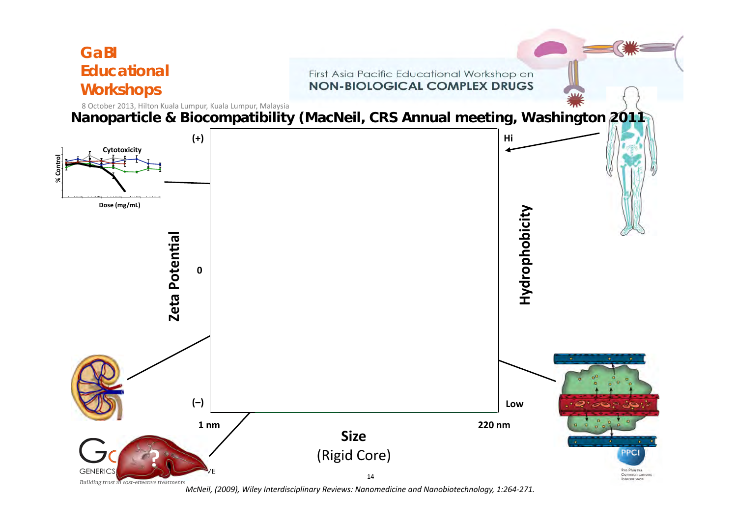## Nanoparticle & Biocompatibility (MacNeil, CRS Annual meeting, Washington 2011)

Cytotoxicity

% Control

Dose (mg/mL)

(+)

Zeta Potential

0

(–)

Hi

Hydrophobicity

Low

1 nm

220 nm

**Size**

(Rigid Core)

?

*McNeil, (2009), Wiley Interdisciplinary Reviews: Nanomedicine and Nanobiotechnology, 1:264-271.*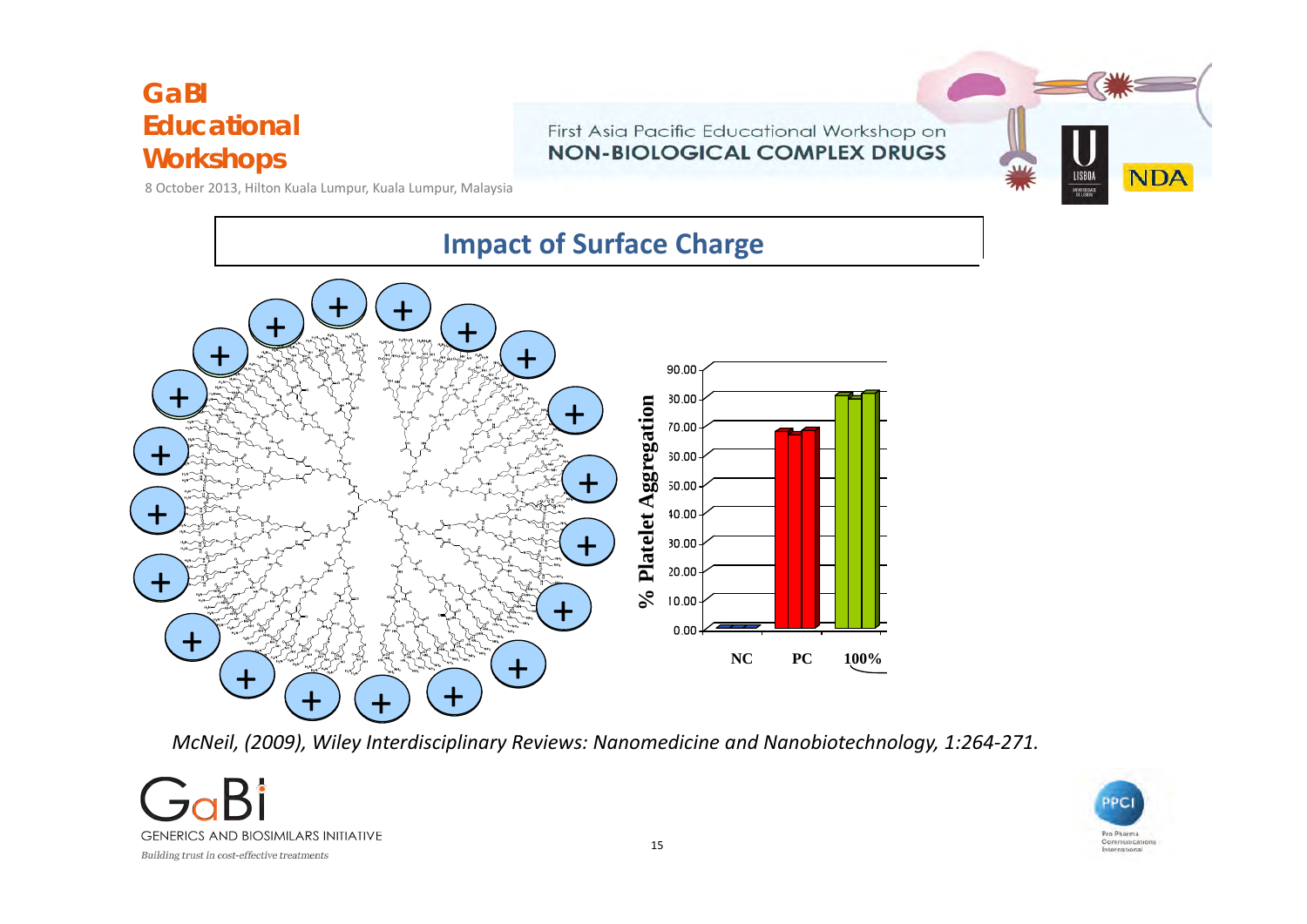## Impact of Surface Charge

% Platelet Aggregation

NC PC 100%

*McNeil, (2009), Wiley Interdisciplinary Reviews: Nanomedicine and Nanobiotechnology, 1:264-271.*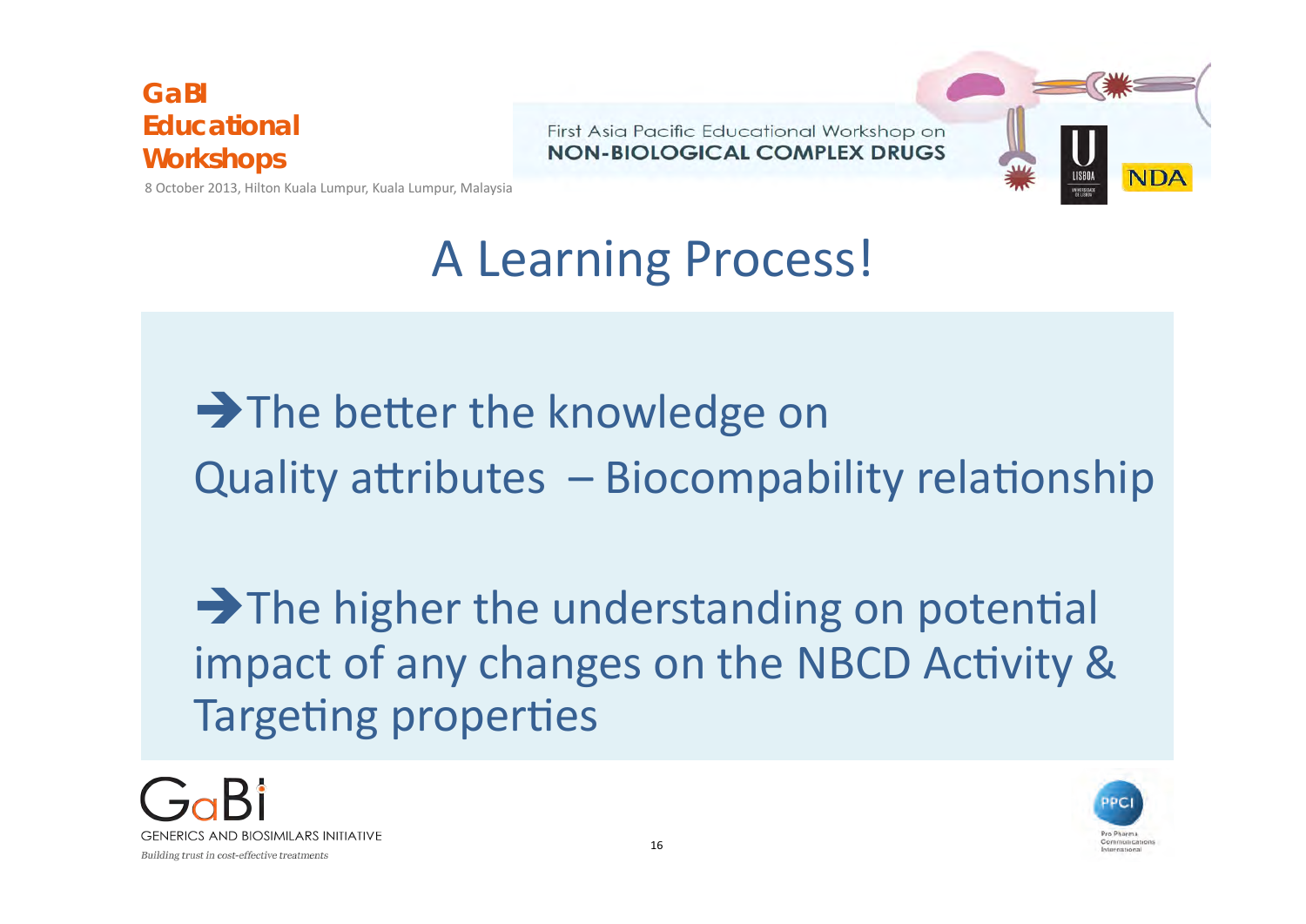# A Learning Process!

➔The better the knowledge on Quality attributes – Biocompability relationship

➔The higher the understanding on potential impact of any changes on the NBCD Activity & Targeting properties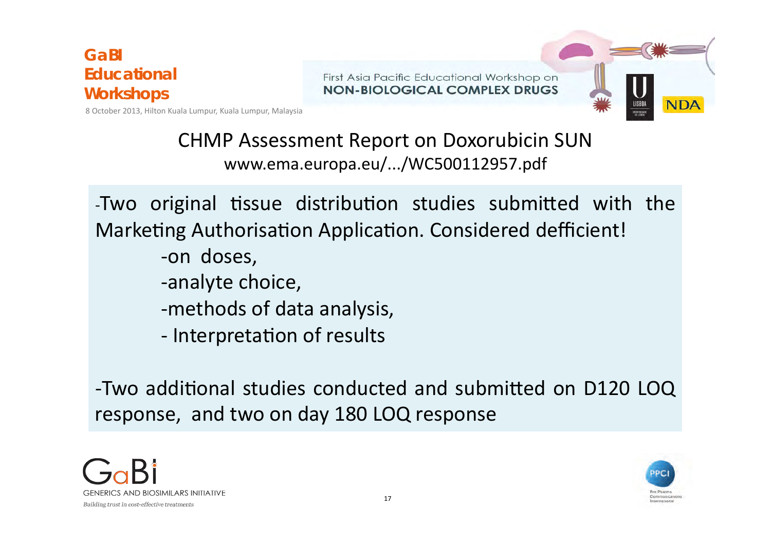# CHMP Assessment Report on Doxorubicin SUN

www.ema.europa.eu/.../WC500112957.pdf

-Two original tissue distribution studies submitted with the Marketing Authorisation Application. Considered defficient!

- -on doses,
- -analyte choice,
- -methods of data analysis,
- - Interpretation of results

-Two additional studies conducted and submitted on D120 LOQ response, and two on day 180 LOQ response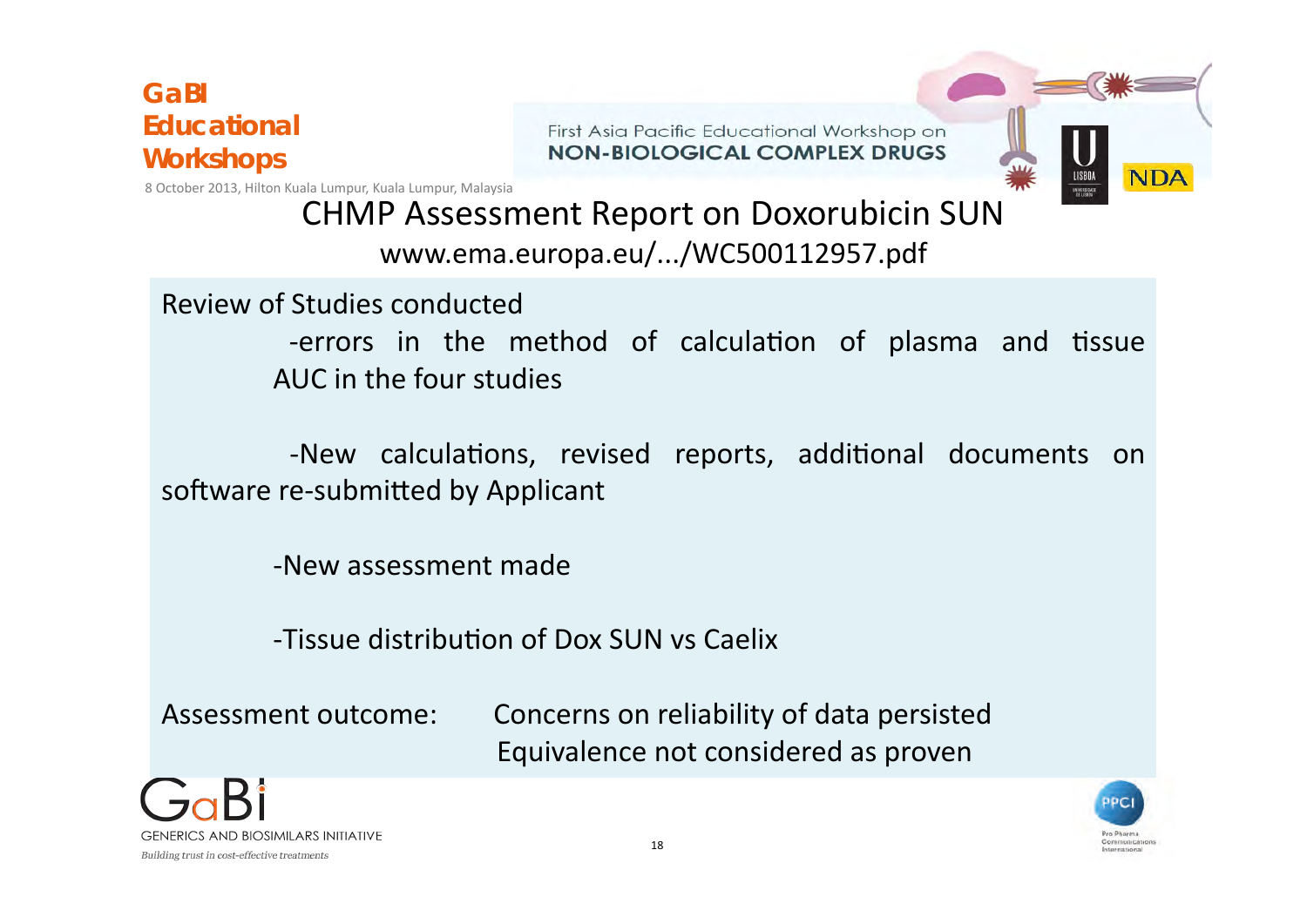# CHMP Assessment Report on Doxorubicin SUN

www.ema.europa.eu/.../WC500112957.pdf

Review of Studies conducted

-errors in the method of calculation of plasma and tissue AUC in the four studies

-New calculations, revised reports, additional documents on software re-submitted by Applicant

-New assessment made

-Tissue distribution of Dox SUN vs Caelix

Assessment outcome: Concerns on reliability of data persisted
Equivalence not considered as proven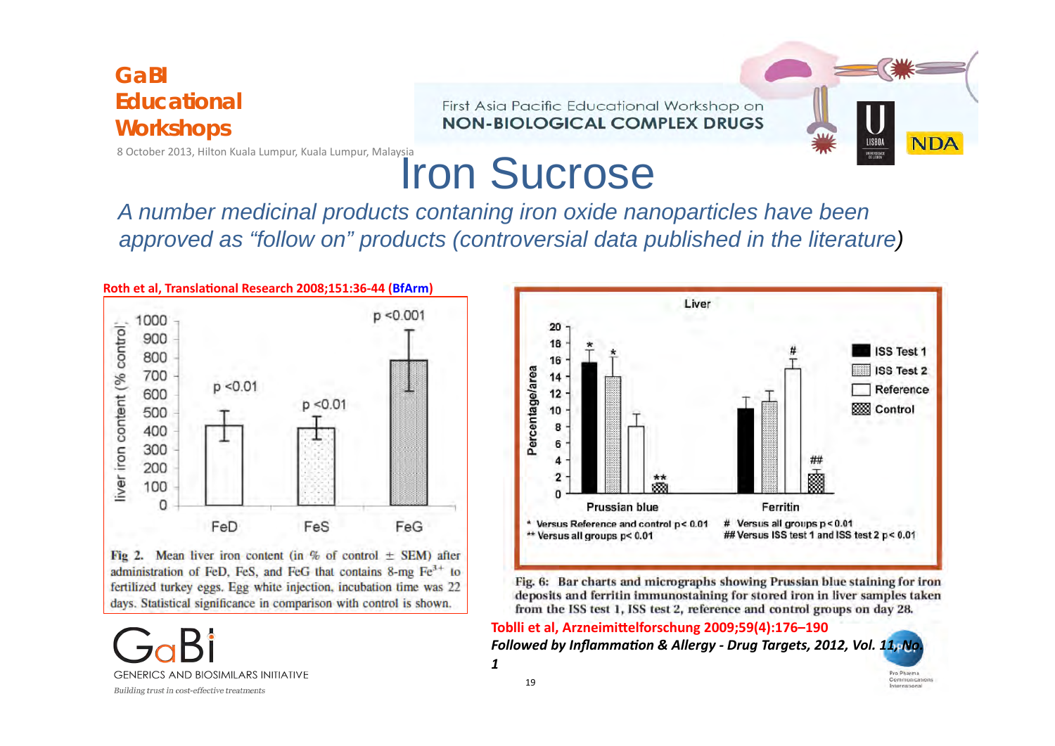# Iron Sucrose

*A number medicinal products contaning iron oxide nanoparticles have been approved as "follow on" products (controversial data published in the literature)*

**Roth et al, Translational Research 2008;151:36-44 (BfArm)**

Fig 2. Mean liver iron content (in % of control ± SEM) after administration of FeD, FeS, and FeG that contains 8-mg $Fe^{3+}$ to fertilized turkey eggs. Egg white injection, incubation time was 22 days. Statistical significance in comparison with control is shown.

Fig. 6: Bar charts and micrographs showing Prussian blue staining for iron deposits and ferritin immunostaining for stored iron in liver samples taken from the ISS test 1, ISS test 2, reference and control groups on day 28.

**Toblli et al, Arzneimittelforschung 2009;59(4):176–190**

***Followed by Inflammation & Allergy - Drug Targets, 2012, Vol. 11, No. 1***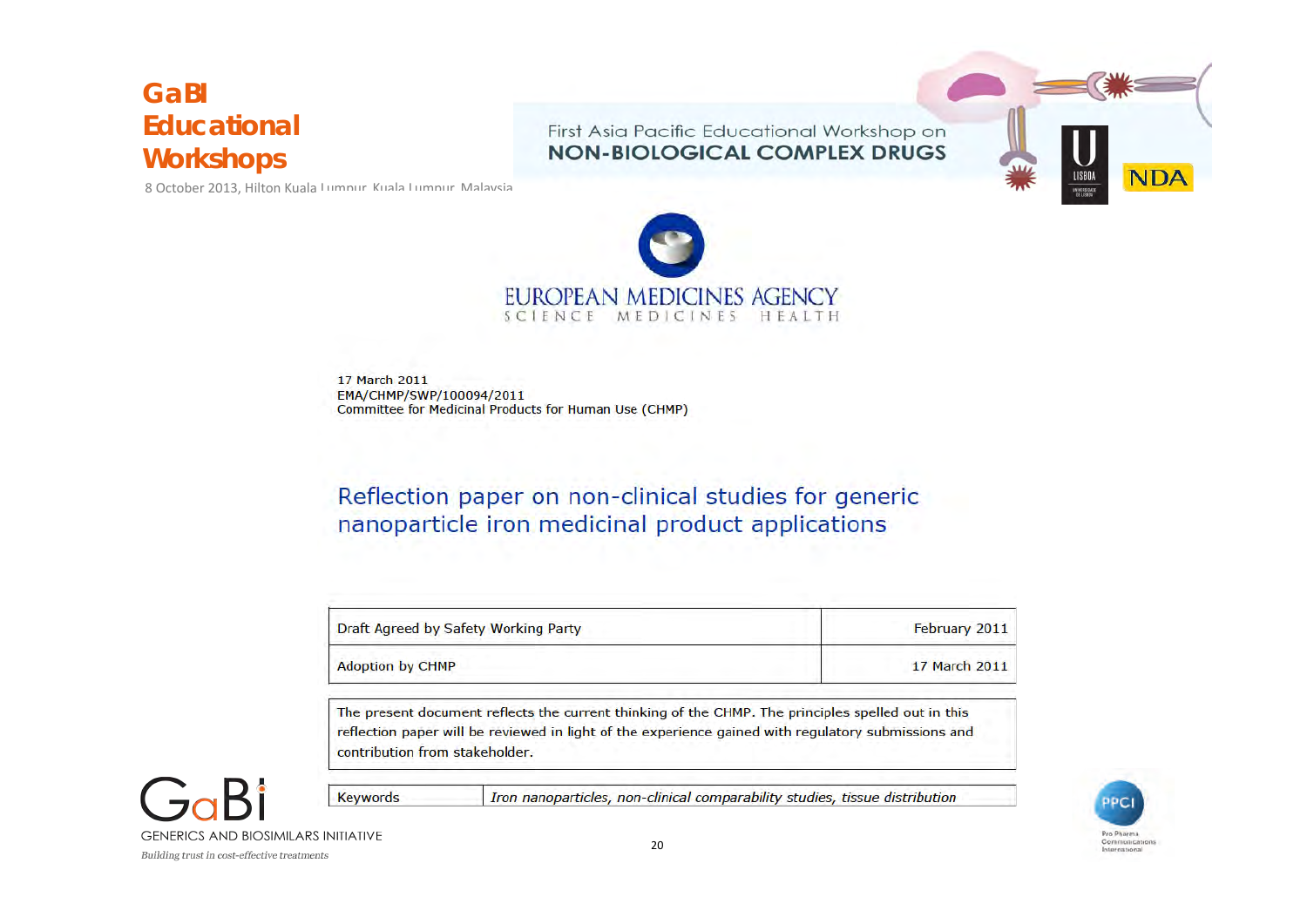EUROPEAN MEDICINES AGENCY
SCIENCE MEDICINES HEALTH

17 March 2011
EMA/CHMP/SWP/100094/2011
Committee for Medicinal Products for Human Use (CHMP)

# Reflection paper on non-clinical studies for generic nanoparticle iron medicinal product applications

| Draft Agreed by Safety Working Party | February 2011 |
|---|---|
| Adoption by CHMP | 17 March 2011 |

The present document reflects the current thinking of the CHMP. The principles spelled out in this reflection paper will be reviewed in light of the experience gained with regulatory submissions and contribution from stakeholder.

| Keywords | *Iron nanoparticles, non-clinical comparability studies, tissue distribution* |
|---|---|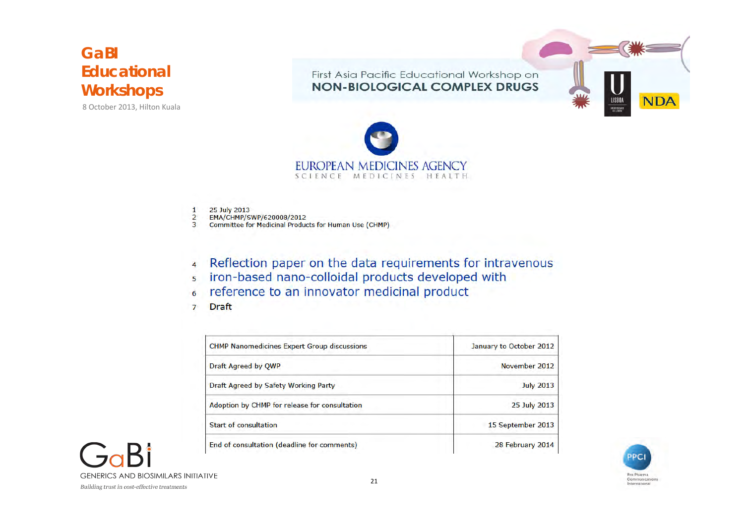EUROPEAN MEDICINES AGENCY
SCIENCE MEDICINES HEALTH

1 25 July 2013
2 EMA/CHMP/SWP/620008/2012
3 Committee for Medicinal Products for Human Use (CHMP)

4 Reflection paper on the data requirements for intravenous
5 iron-based nano-colloidal products developed with
6 reference to an innovator medicinal product
7 **Draft**

| | |
|---|---|
| CHMP Nanomedicines Expert Group discussions | January to October 2012 |
| Draft Agreed by QWP | November 2012 |
| Draft Agreed by Safety Working Party | July 2013 |
| Adoption by CHMP for release for consultation | 25 July 2013 |
| Start of consultation | 15 September 2013 |
| End of consultation (deadline for comments) | 28 February 2014 |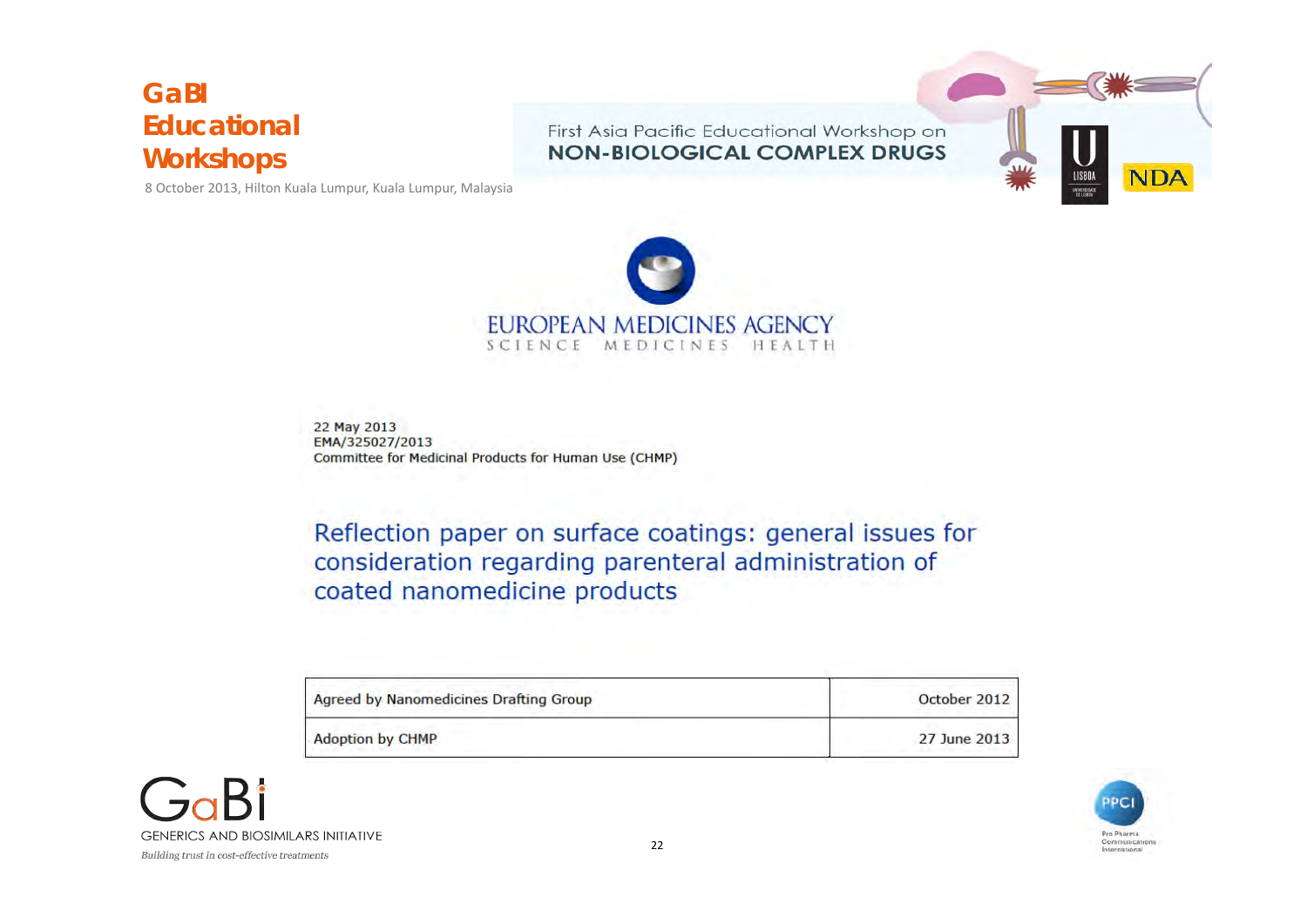EUROPEAN MEDICINES AGENCY
SCIENCE MEDICINES HEALTH

22 May 2013
EMA/325027/2013
Committee for Medicinal Products for Human Use (CHMP)

# Reflection paper on surface coatings: general issues for consideration regarding parenteral administration of coated nanomedicine products

| Agreed by Nanomedicines Drafting Group | October 2012 |
|---|---|
| Adoption by CHMP | 27 June 2013 |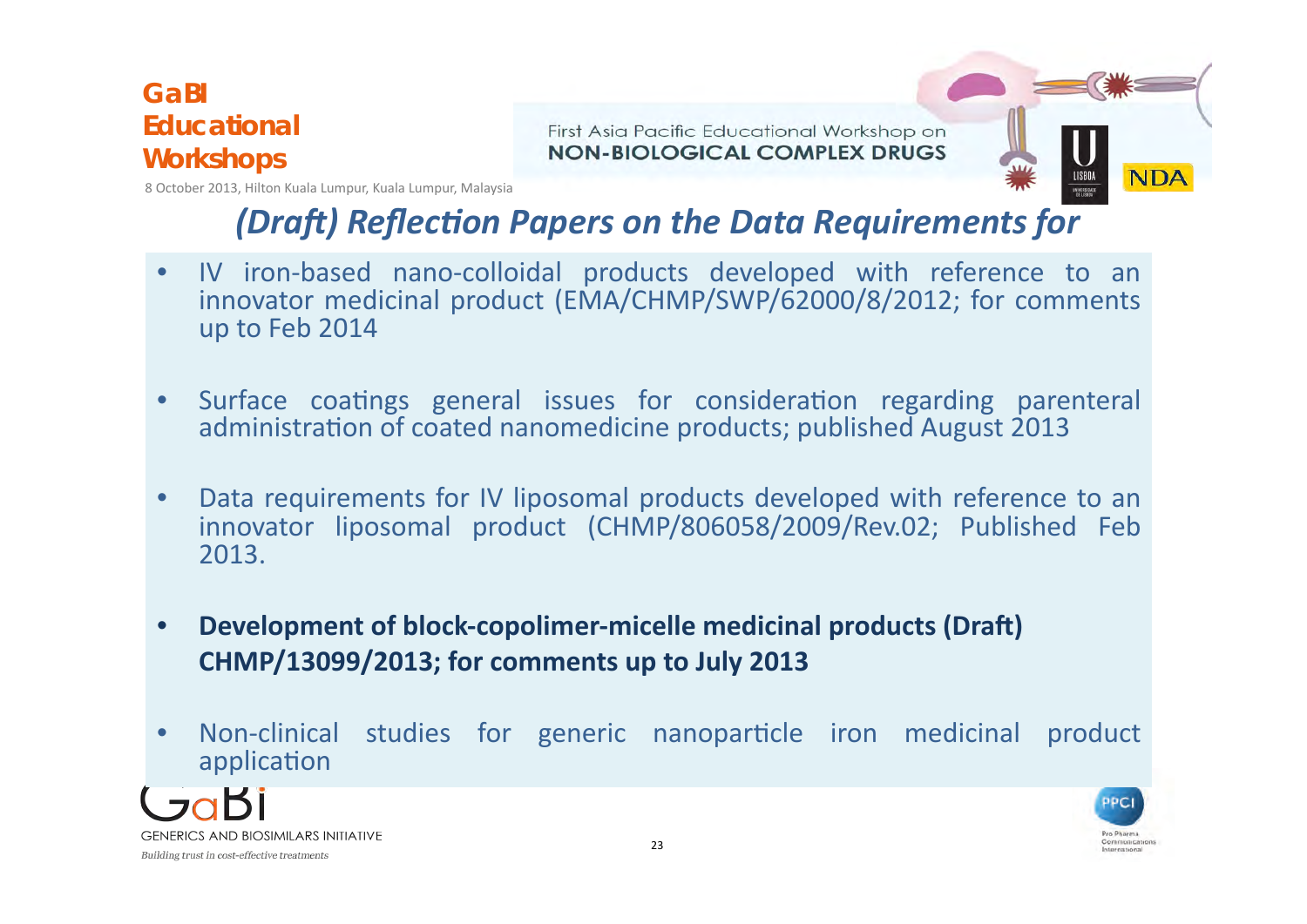## *(Draft) Reflection Papers on the Data Requirements for*

- IV iron-based nano-colloidal products developed with reference to an innovator medicinal product (EMA/CHMP/SWP/62000/8/2012; for comments up to Feb 2014
- Surface coatings general issues for consideration regarding parenteral administration of coated nanomedicine products; published August 2013
- Data requirements for IV liposomal products developed with reference to an innovator liposomal product (CHMP/806058/2009/Rev.02; Published Feb 2013.
- **Development of block-copolimer-micelle medicinal products (Draft) CHMP/13099/2013; for comments up to July 2013**
- Non-clinical studies for generic nanoparticle iron medicinal product application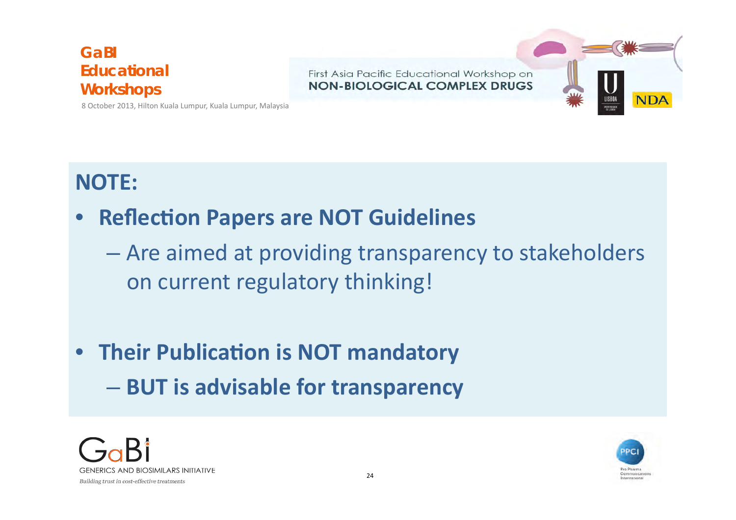## NOTE:

- **Reflection Papers are NOT Guidelines**
  - Are aimed at providing transparency to stakeholders on current regulatory thinking!

- **Their Publication is NOT mandatory**
  - **BUT is advisable for transparency**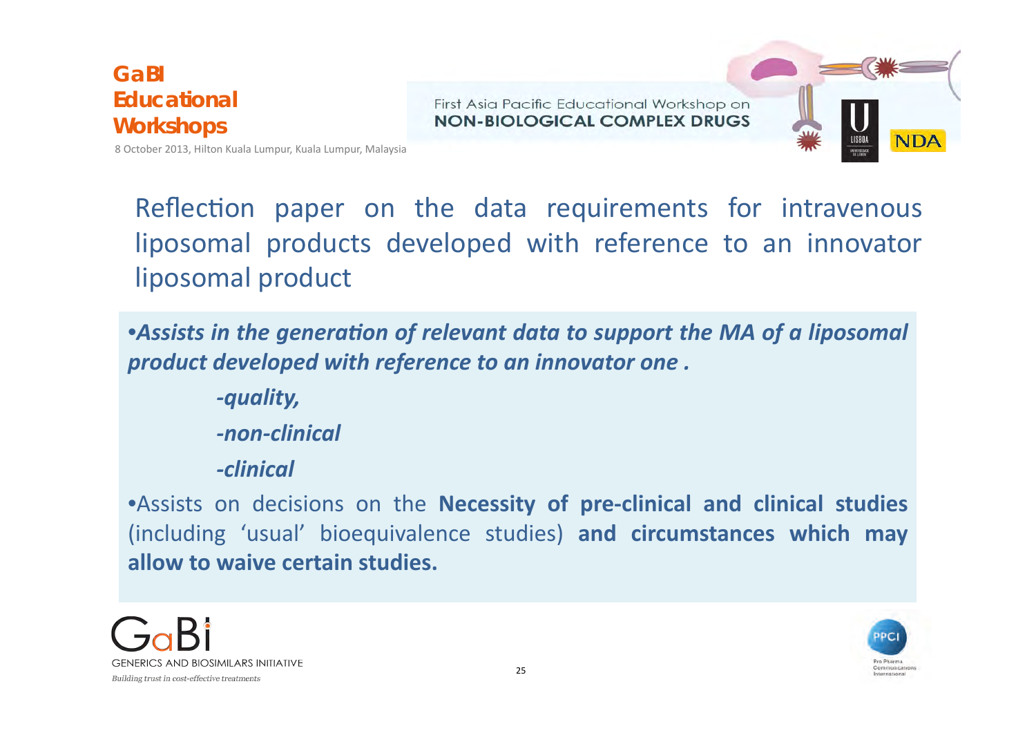# Reflection paper on the data requirements for intravenous liposomal products developed with reference to an innovator liposomal product

- ***Assists in the generation of relevant data to support the MA of a liposomal product developed with reference to an innovator one .***
  - ***-quality,***
  - ***-non-clinical***
  - ***-clinical***
- Assists on decisions on the **Necessity of pre-clinical and clinical studies** (including 'usual' bioequivalence studies) **and circumstances which may allow to waive certain studies.**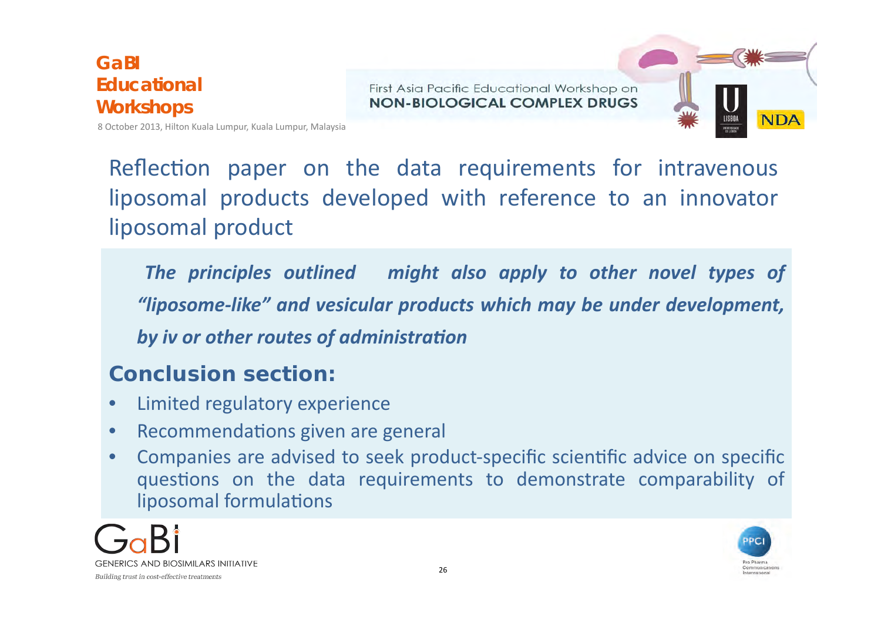## Reflection paper on the data requirements for intravenous liposomal products developed with reference to an innovator liposomal product

***The principles outlined might also apply to other novel types of "liposome-like" and vesicular products which may be under development, by iv or other routes of administration***

### Conclusion section:

- Limited regulatory experience
- Recommendations given are general
- Companies are advised to seek product-specific scientific advice on specific questions on the data requirements to demonstrate comparability of liposomal formulations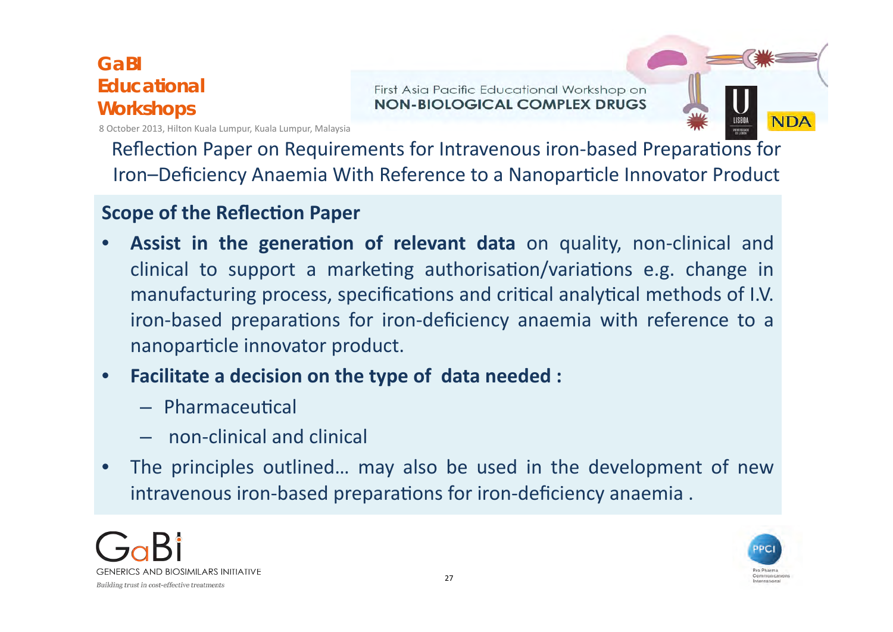# Reflection Paper on Requirements for Intravenous iron-based Preparations for Iron–Deficiency Anaemia With Reference to a Nanoparticle Innovator Product

## Scope of the Reflection Paper

- **Assist in the generation of relevant data** on quality, non-clinical and clinical to support a marketing authorisation/variations e.g. change in manufacturing process, specifications and critical analytical methods of I.V. iron-based preparations for iron-deficiency anaemia with reference to a nanoparticle innovator product.
- **Facilitate a decision on the type of data needed :**
  - Pharmaceutical
  - non-clinical and clinical
- The principles outlined… may also be used in the development of new intravenous iron-based preparations for iron-deficiency anaemia .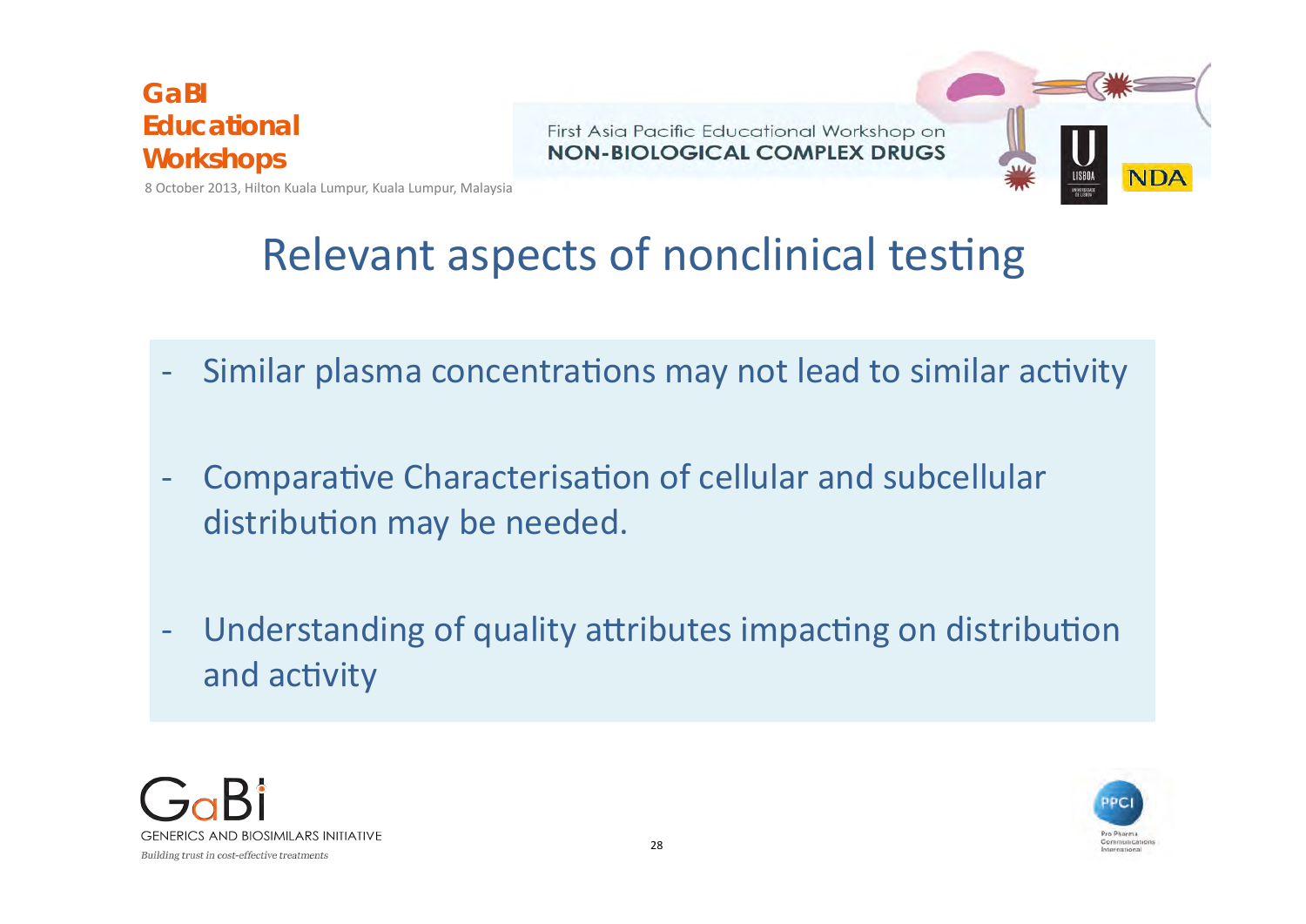# Relevant aspects of nonclinical testing

- Similar plasma concentrations may not lead to similar activity
- Comparative Characterisation of cellular and subcellular distribution may be needed.
- Understanding of quality attributes impacting on distribution and activity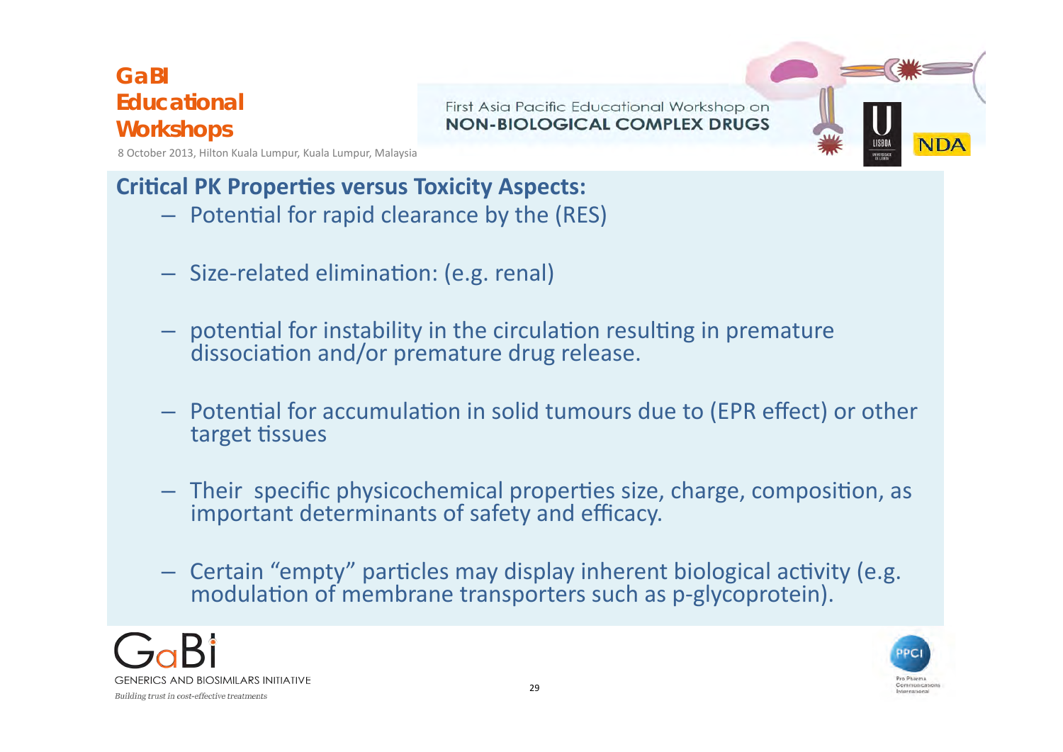## Critical PK Properties versus Toxicity Aspects:

- Potential for rapid clearance by the (RES)
- Size-related elimination: (e.g. renal)
- potential for instability in the circulation resulting in premature dissociation and/or premature drug release.
- Potential for accumulation in solid tumours due to (EPR effect) or other target tissues
- Their specific physicochemical properties size, charge, composition, as important determinants of safety and efficacy.
- Certain "empty" particles may display inherent biological activity (e.g. modulation of membrane transporters such as p-glycoprotein).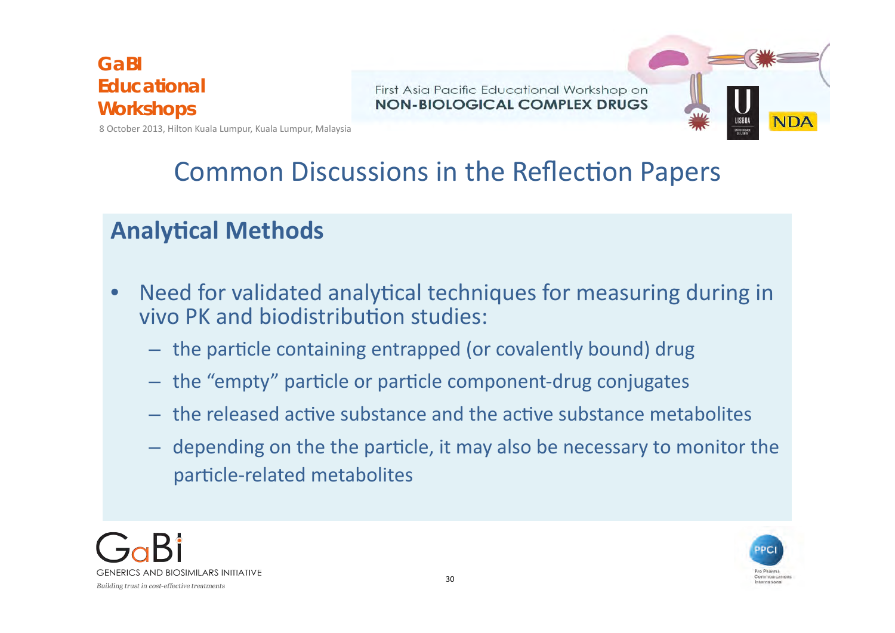# Common Discussions in the Reflection Papers

## Analytical Methods

- Need for validated analytical techniques for measuring during in vivo PK and biodistribution studies:
  - the particle containing entrapped (or covalently bound) drug
  - the "empty" particle or particle component-drug conjugates
  - the released active substance and the active substance metabolites
  - depending on the the particle, it may also be necessary to monitor the particle-related metabolites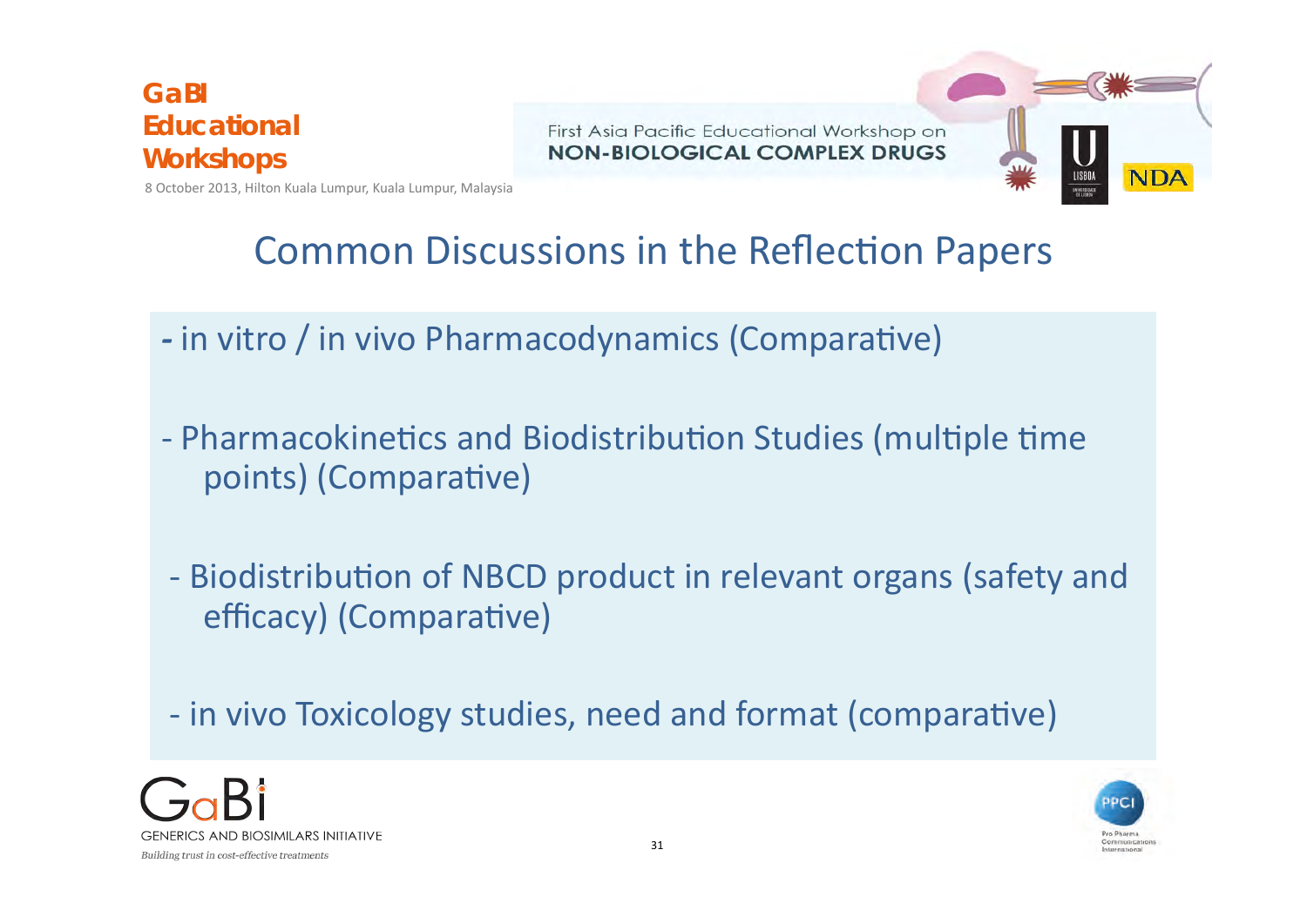# Common Discussions in the Reflection Papers

- in vitro / in vivo Pharmacodynamics (Comparative)
- Pharmacokinetics and Biodistribution Studies (multiple time points) (Comparative)
- Biodistribution of NBCD product in relevant organs (safety and efficacy) (Comparative)
- in vivo Toxicology studies, need and format (comparative)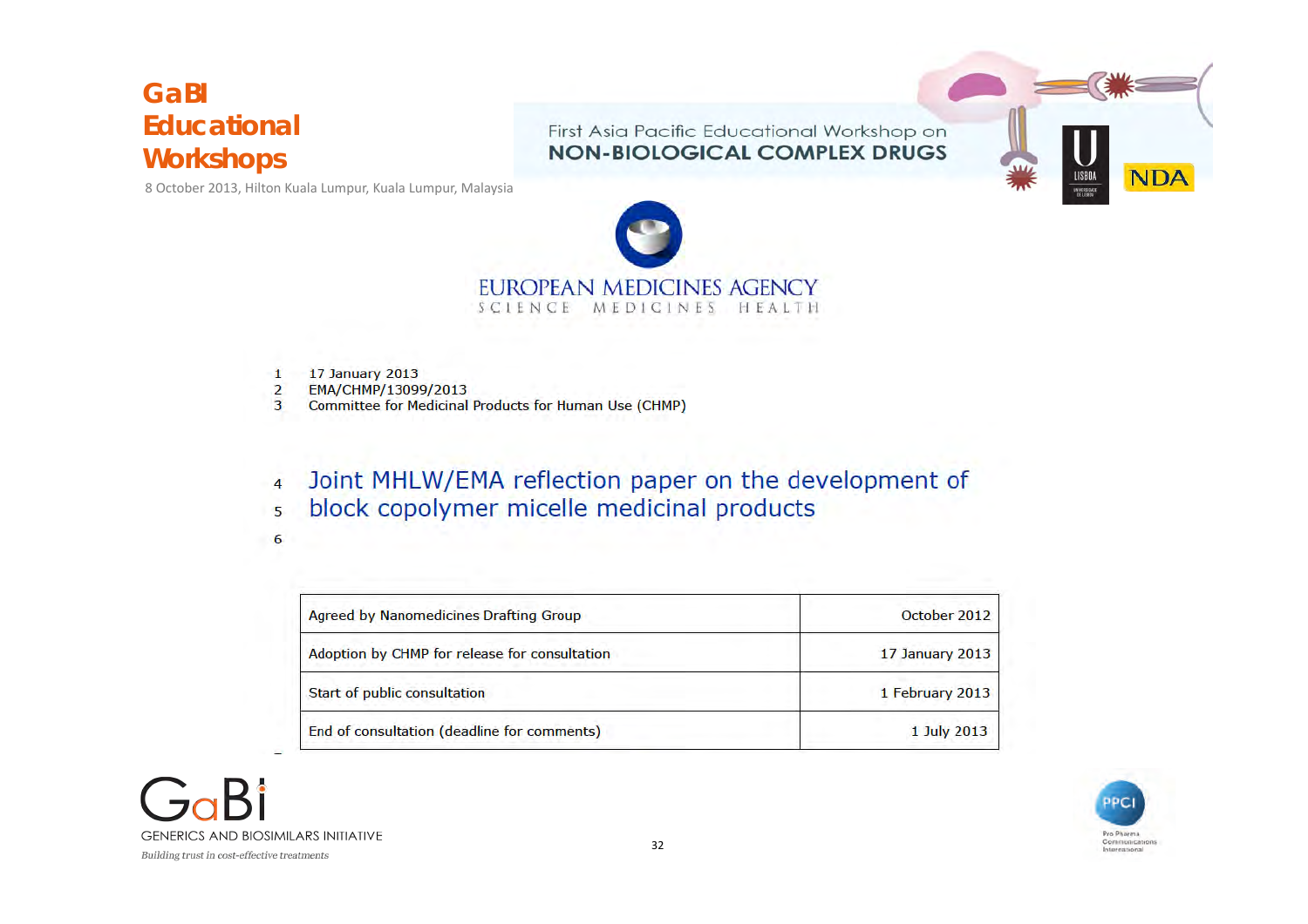GaBI Educational Workshops

8 October 2013, Hilton Kuala Lumpur, Kuala Lumpur, Malaysia

First Asia Pacific Educational Workshop on
NON-BIOLOGICAL COMPLEX DRUGS

EUROPEAN MEDICINES AGENCY
SCIENCE MEDICINES HEALTH

1 17 January 2013
2 EMA/CHMP/13099/2013
3 Committee for Medicinal Products for Human Use (CHMP)

# Joint MHLW/EMA reflection paper on the development of block copolymer micelle medicinal products

| Agreed by Nanomedicines Drafting Group | October 2012 |
|---|---|
| Adoption by CHMP for release for consultation | 17 January 2013 |
| Start of public consultation | 1 February 2013 |
| End of consultation (deadline for comments) | 1 July 2013 |

GaBi GENERICS AND BIOSIMILARS INITIATIVE
*Building trust in cost-effective treatments*

PPCI Pro Pharma Communications International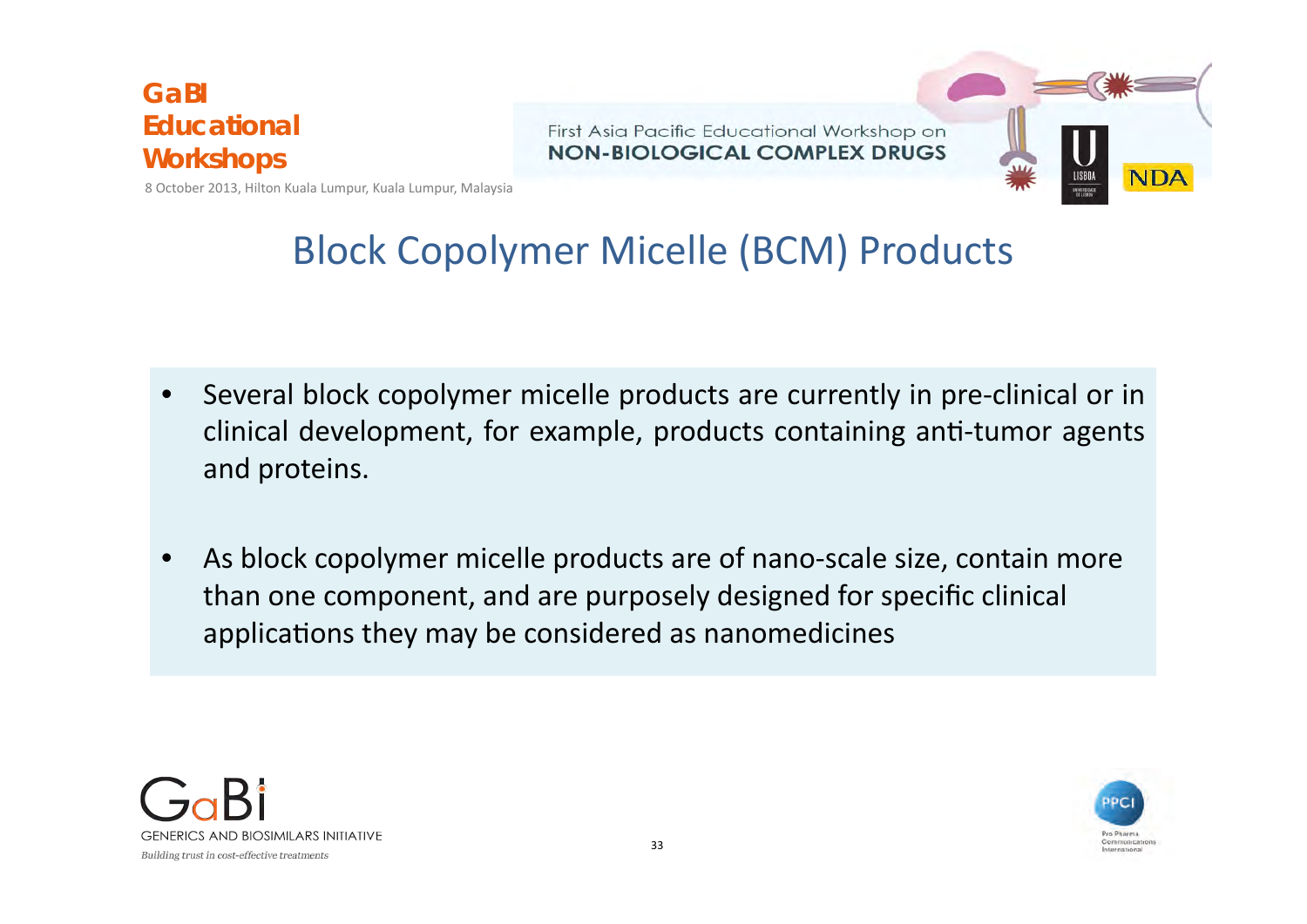# Block Copolymer Micelle (BCM) Products

- Several block copolymer micelle products are currently in pre-clinical or in clinical development, for example, products containing anti-tumor agents and proteins.
- As block copolymer micelle products are of nano-scale size, contain more than one component, and are purposely designed for specific clinical applications they may be considered as nanomedicines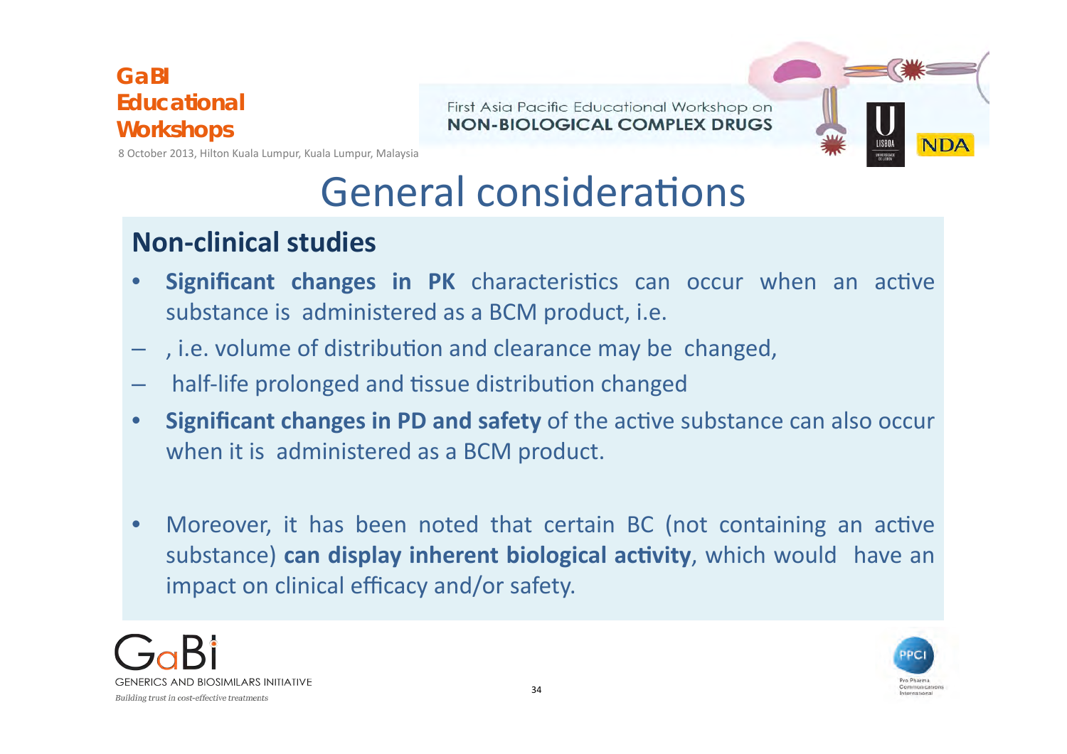# General considerations

## Non-clinical studies

- **Significant changes in PK** characteristics can occur when an active substance is administered as a BCM product, i.e.
  - , i.e. volume of distribution and clearance may be changed,
  - half-life prolonged and tissue distribution changed
- **Significant changes in PD and safety** of the active substance can also occur when it is administered as a BCM product.

- Moreover, it has been noted that certain BC (not containing an active substance) **can display inherent biological activity**, which would have an impact on clinical efficacy and/or safety.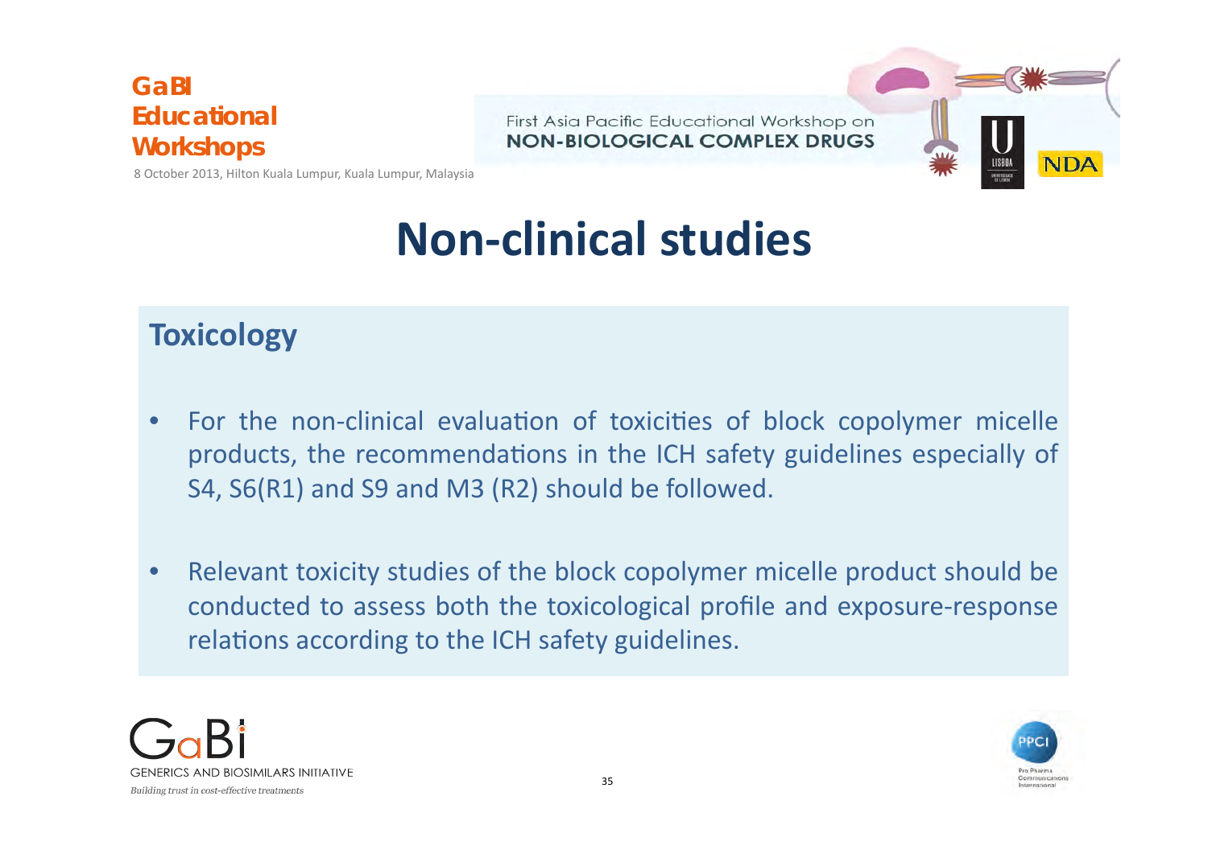# Non-clinical studies

## Toxicology

- For the non-clinical evaluation of toxicities of block copolymer micelle products, the recommendations in the ICH safety guidelines especially of S4, S6(R1) and S9 and M3 (R2) should be followed.
- Relevant toxicity studies of the block copolymer micelle product should be conducted to assess both the toxicological profile and exposure-response relations according to the ICH safety guidelines.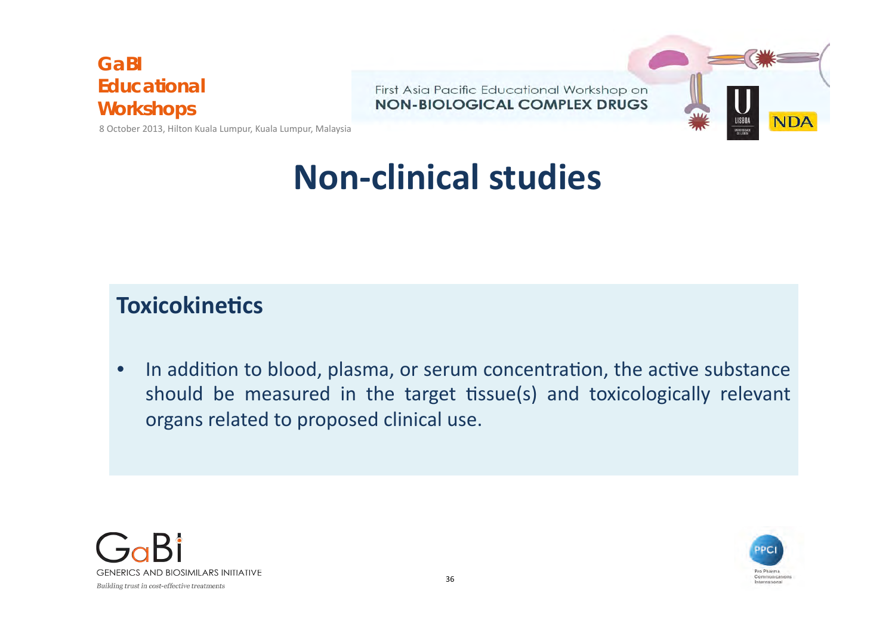# Non-clinical studies

## Toxicokinetics

- In addition to blood, plasma, or serum concentration, the active substance should be measured in the target tissue(s) and toxicologically relevant organs related to proposed clinical use.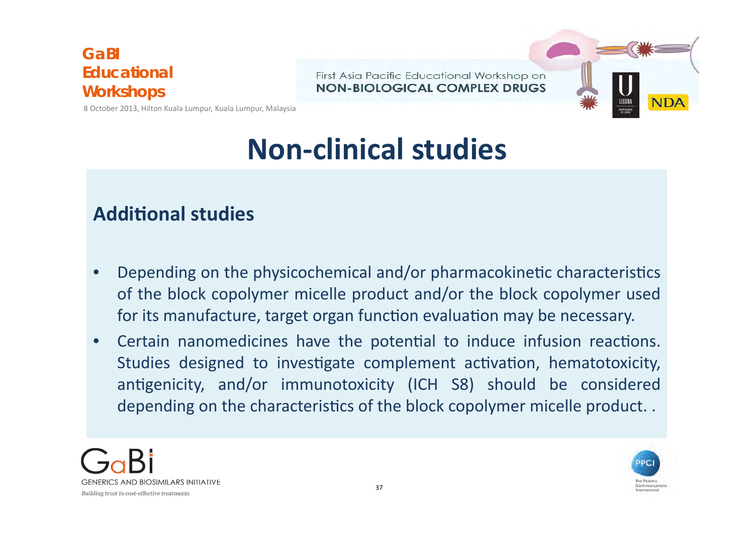# Non-clinical studies

## Additional studies

- Depending on the physicochemical and/or pharmacokinetic characteristics of the block copolymer micelle product and/or the block copolymer used for its manufacture, target organ function evaluation may be necessary.
- Certain nanomedicines have the potential to induce infusion reactions. Studies designed to investigate complement activation, hematotoxicity, antigenicity, and/or immunotoxicity (ICH S8) should be considered depending on the characteristics of the block copolymer micelle product. .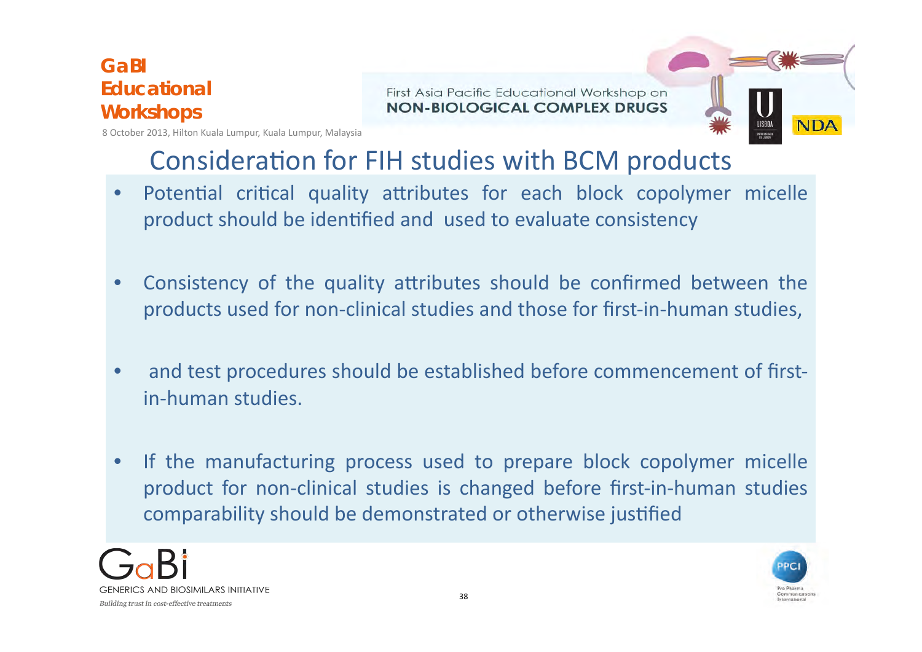# Consideration for FIH studies with BCM products

- Potential critical quality attributes for each block copolymer micelle product should be identified and used to evaluate consistency
- Consistency of the quality attributes should be confirmed between the products used for non-clinical studies and those for first-in-human studies,
- and test procedures should be established before commencement of first-in-human studies.
- If the manufacturing process used to prepare block copolymer micelle product for non-clinical studies is changed before first-in-human studies comparability should be demonstrated or otherwise justified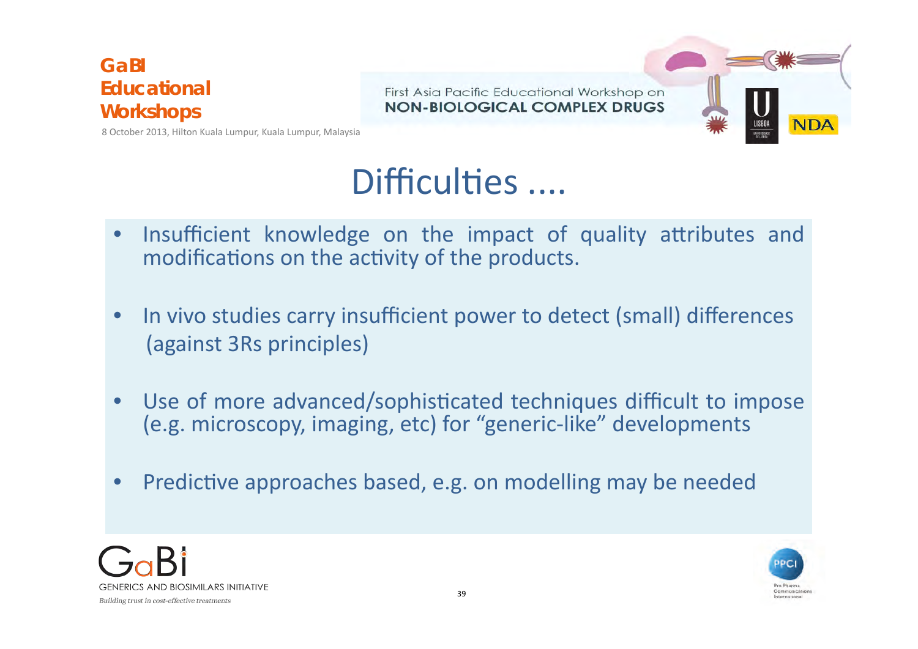# Difficulties ....

- Insufficient knowledge on the impact of quality attributes and modifications on the activity of the products.
- In vivo studies carry insufficient power to detect (small) differences (against 3Rs principles)
- Use of more advanced/sophisticated techniques difficult to impose (e.g. microscopy, imaging, etc) for "generic-like" developments
- Predictive approaches based, e.g. on modelling may be needed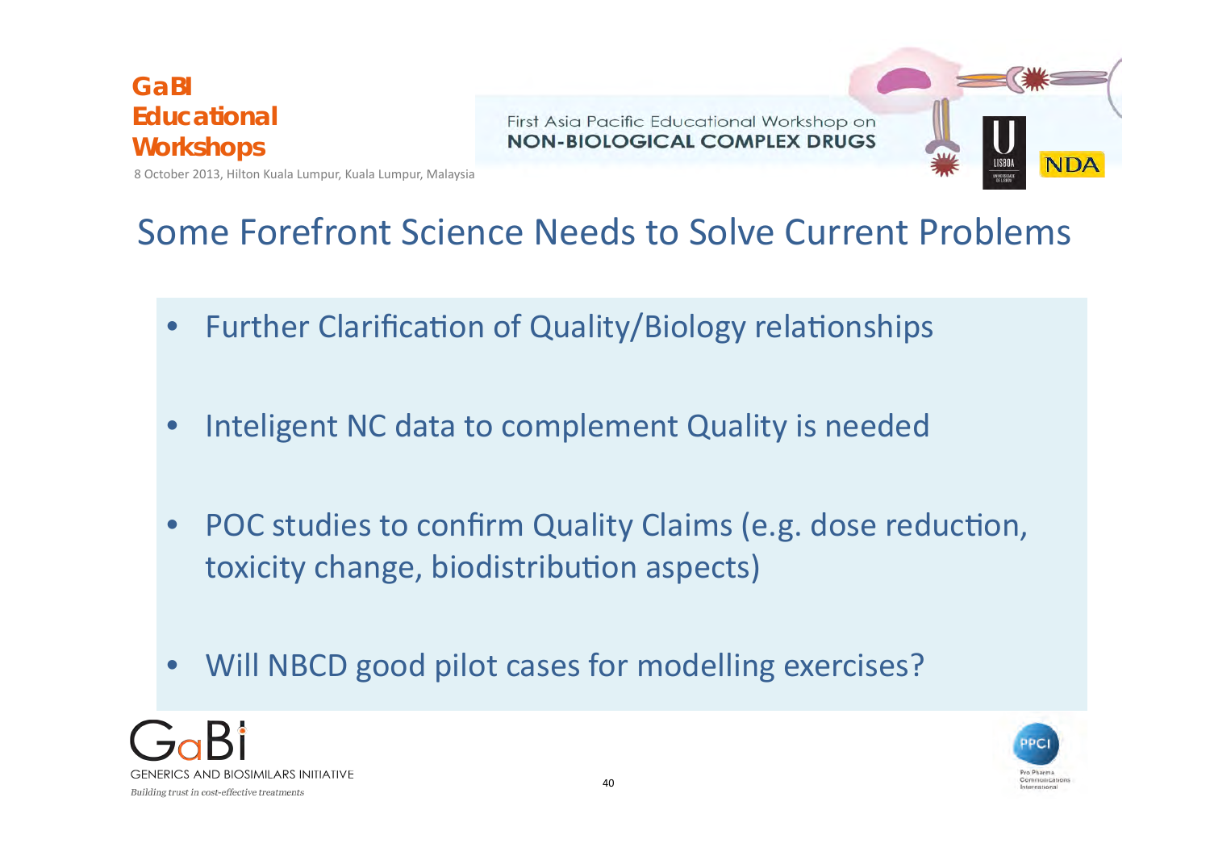## Some Forefront Science Needs to Solve Current Problems

- Further Clarification of Quality/Biology relationships
- Inteligent NC data to complement Quality is needed
- POC studies to confirm Quality Claims (e.g. dose reduction, toxicity change, biodistribution aspects)
- Will NBCD good pilot cases for modelling exercises?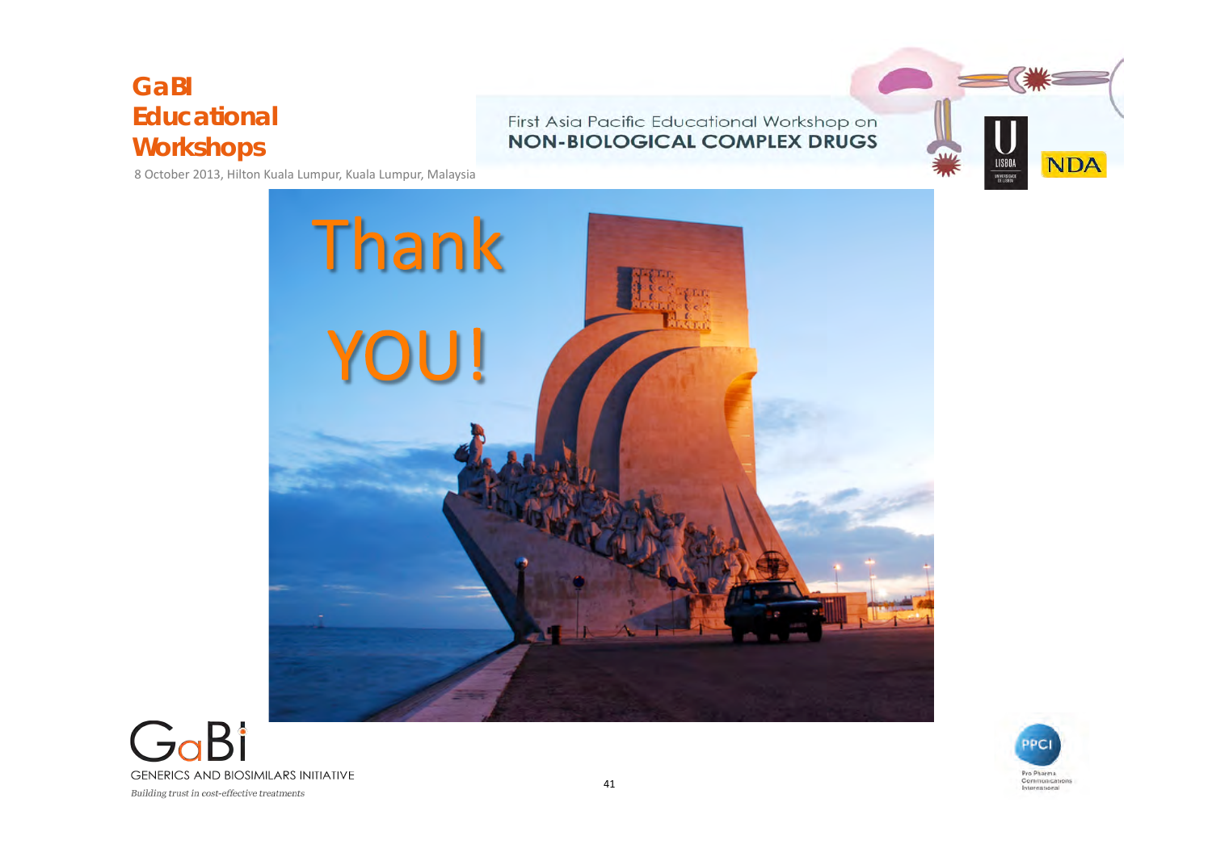# Thank YOU!